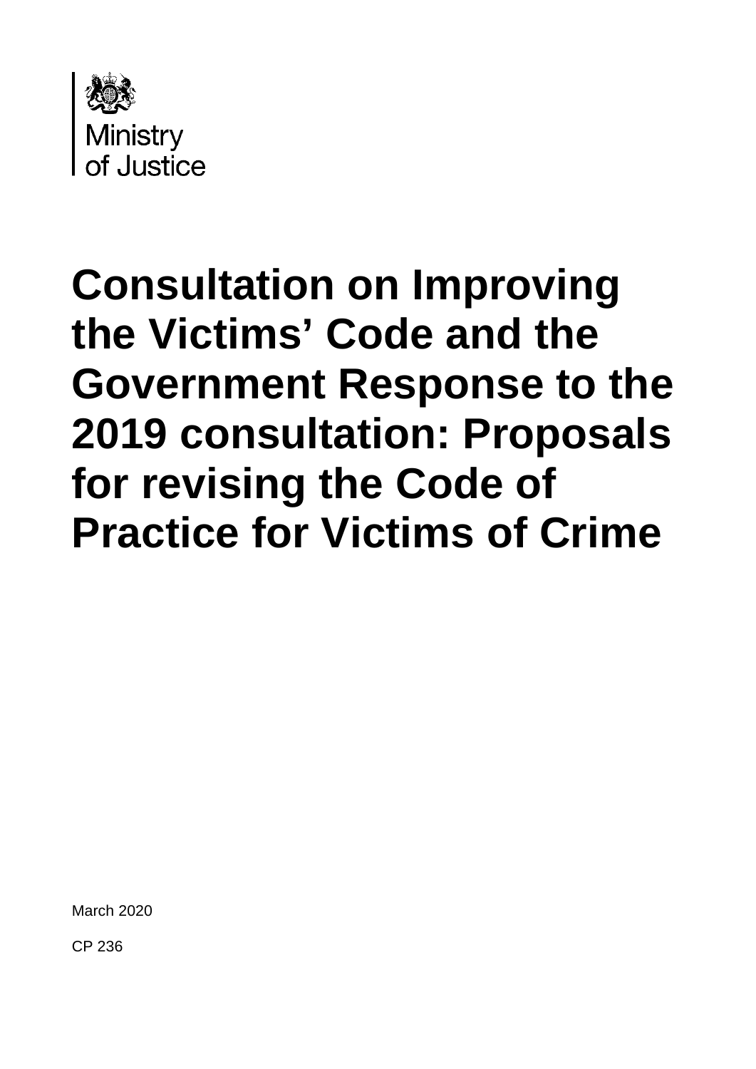Ministry of Justice

# Consultation on Improving the Victims' Code and the Government Response to the 2019 consultation: Proposals for revising the Code of Practice for Victims of Crime

March 2020

CP 236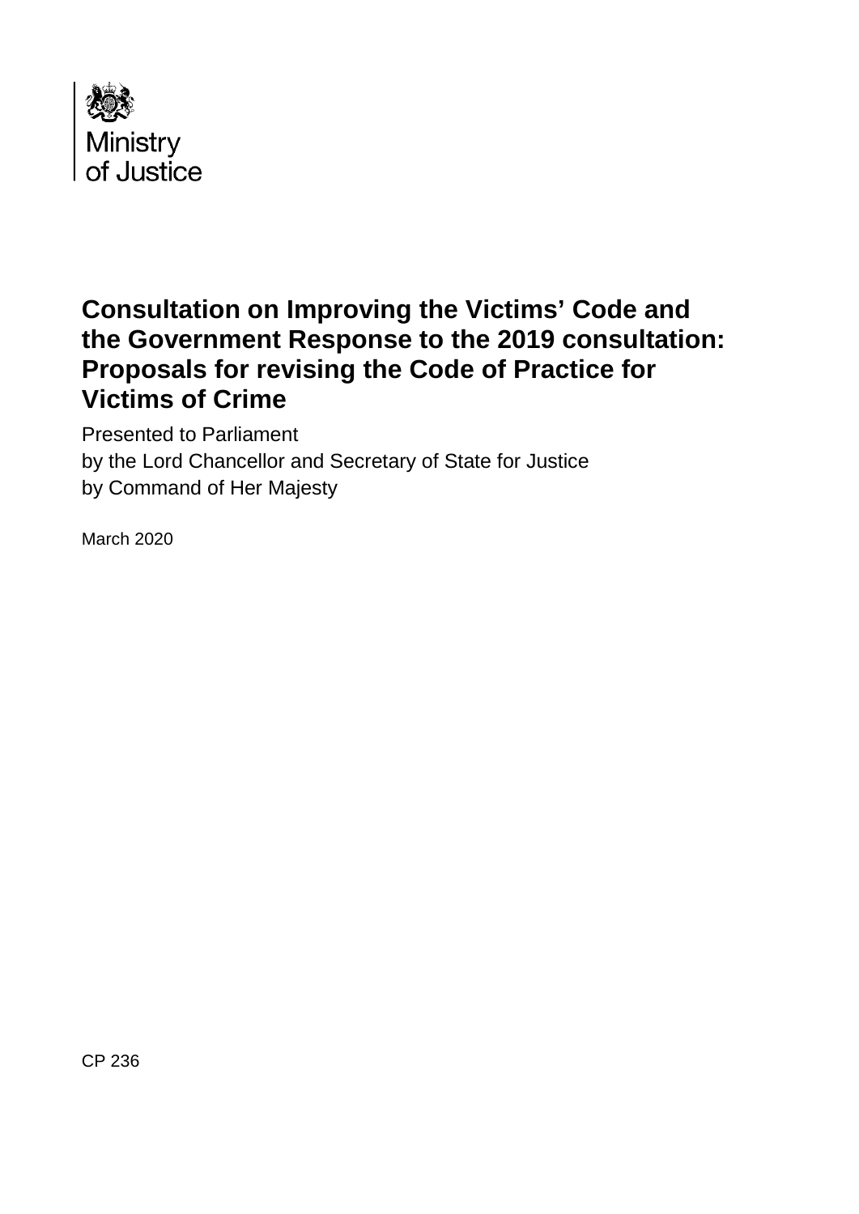Ministry of Justice

# Consultation on Improving the Victims' Code and the Government Response to the 2019 consultation: Proposals for revising the Code of Practice for Victims of Crime

Presented to Parliament
by the Lord Chancellor and Secretary of State for Justice
by Command of Her Majesty

March 2020

CP 236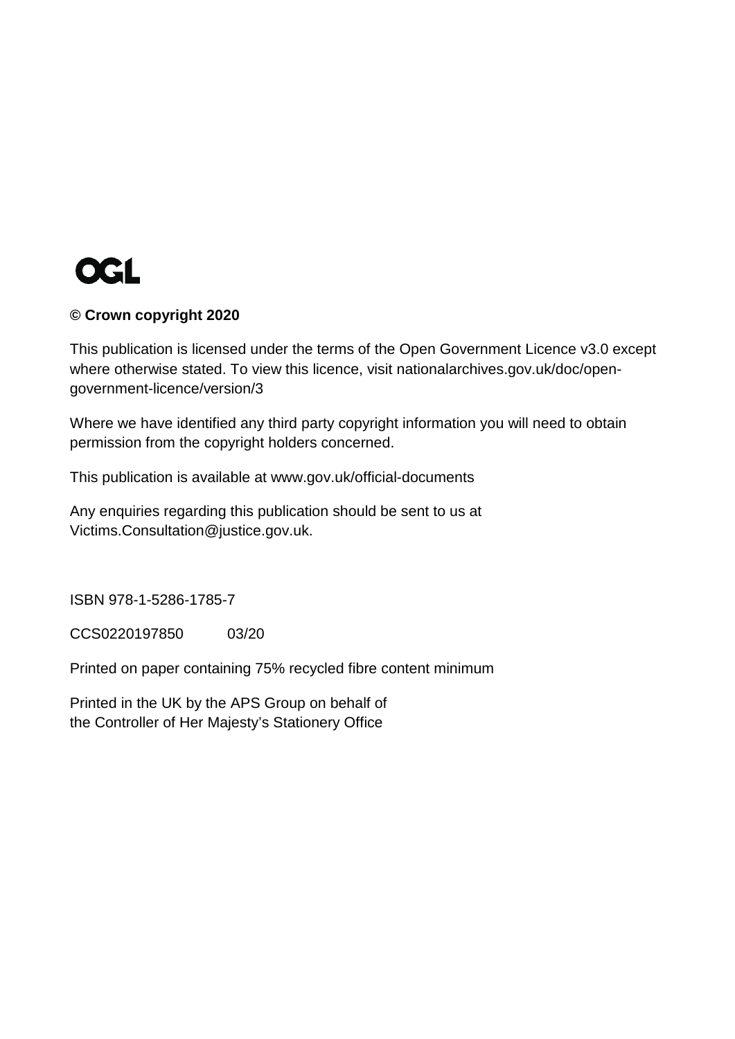OGL

**© Crown copyright 2020**

This publication is licensed under the terms of the Open Government Licence v3.0 except where otherwise stated. To view this licence, visit nationalarchives.gov.uk/doc/open-government-licence/version/3

Where we have identified any third party copyright information you will need to obtain permission from the copyright holders concerned.

This publication is available at www.gov.uk/official-documents

Any enquiries regarding this publication should be sent to us at Victims.Consultation@justice.gov.uk.

ISBN 978-1-5286-1785-7

CCS0220197850 03/20

Printed on paper containing 75% recycled fibre content minimum

Printed in the UK by the APS Group on behalf of the Controller of Her Majesty's Stationery Office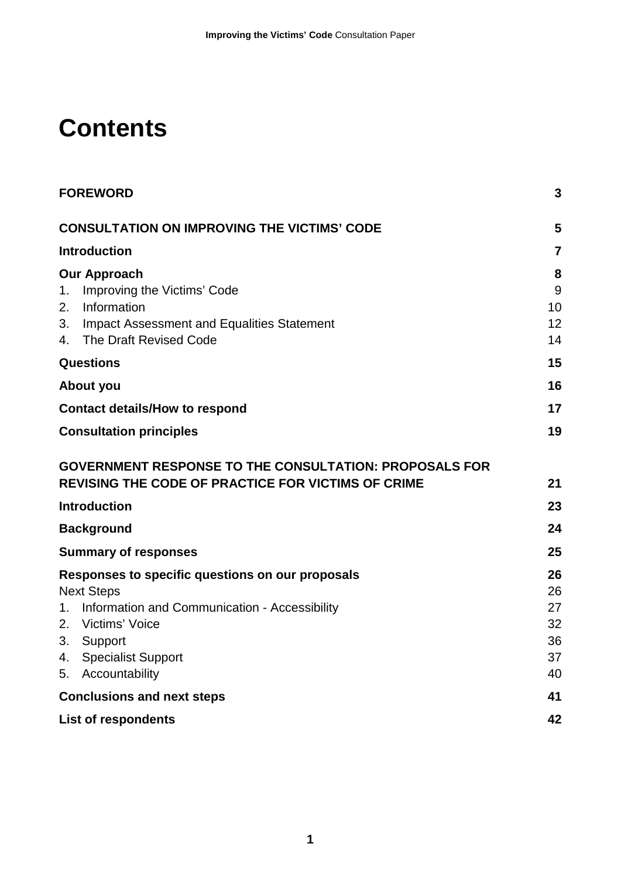# Contents

| | |
|---|---|
| **FOREWORD** | **3** |
| **CONSULTATION ON IMPROVING THE VICTIMS' CODE** | **5** |
| **Introduction** | **7** |
| **Our Approach** | **8** |
| 1. Improving the Victims' Code | 9 |
| 2. Information | 10 |
| 3. Impact Assessment and Equalities Statement | 12 |
| 4. The Draft Revised Code | 14 |
| **Questions** | **15** |
| **About you** | **16** |
| **Contact details/How to respond** | **17** |
| **Consultation principles** | **19** |
| **GOVERNMENT RESPONSE TO THE CONSULTATION: PROPOSALS FOR REVISING THE CODE OF PRACTICE FOR VICTIMS OF CRIME** | **21** |
| **Introduction** | **23** |
| **Background** | **24** |
| **Summary of responses** | **25** |
| **Responses to specific questions on our proposals** | **26** |
| Next Steps | 26 |
| 1. Information and Communication - Accessibility | 27 |
| 2. Victims' Voice | 32 |
| 3. Support | 36 |
| 4. Specialist Support | 37 |
| 5. Accountability | 40 |
| **Conclusions and next steps** | **41** |
| **List of respondents** | **42** |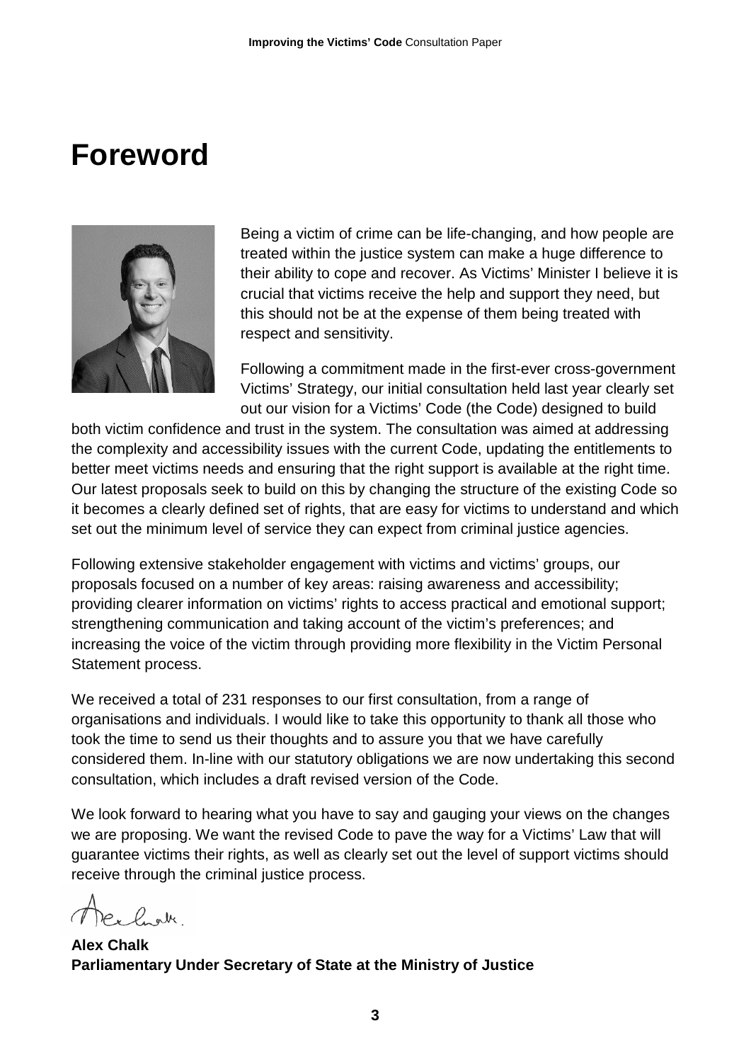# Foreword

Being a victim of crime can be life-changing, and how people are treated within the justice system can make a huge difference to their ability to cope and recover. As Victims' Minister I believe it is crucial that victims receive the help and support they need, but this should not be at the expense of them being treated with respect and sensitivity.

Following a commitment made in the first-ever cross-government Victims' Strategy, our initial consultation held last year clearly set out our vision for a Victims' Code (the Code) designed to build both victim confidence and trust in the system. The consultation was aimed at addressing the complexity and accessibility issues with the current Code, updating the entitlements to better meet victims needs and ensuring that the right support is available at the right time. Our latest proposals seek to build on this by changing the structure of the existing Code so it becomes a clearly defined set of rights, that are easy for victims to understand and which set out the minimum level of service they can expect from criminal justice agencies.

Following extensive stakeholder engagement with victims and victims' groups, our proposals focused on a number of key areas: raising awareness and accessibility; providing clearer information on victims' rights to access practical and emotional support; strengthening communication and taking account of the victim's preferences; and increasing the voice of the victim through providing more flexibility in the Victim Personal Statement process.

We received a total of 231 responses to our first consultation, from a range of organisations and individuals. I would like to take this opportunity to thank all those who took the time to send us their thoughts and to assure you that we have carefully considered them. In-line with our statutory obligations we are now undertaking this second consultation, which includes a draft revised version of the Code.

We look forward to hearing what you have to say and gauging your views on the changes we are proposing. We want the revised Code to pave the way for a Victims' Law that will guarantee victims their rights, as well as clearly set out the level of support victims should receive through the criminal justice process.

**Alex Chalk**
**Parliamentary Under Secretary of State at the Ministry of Justice**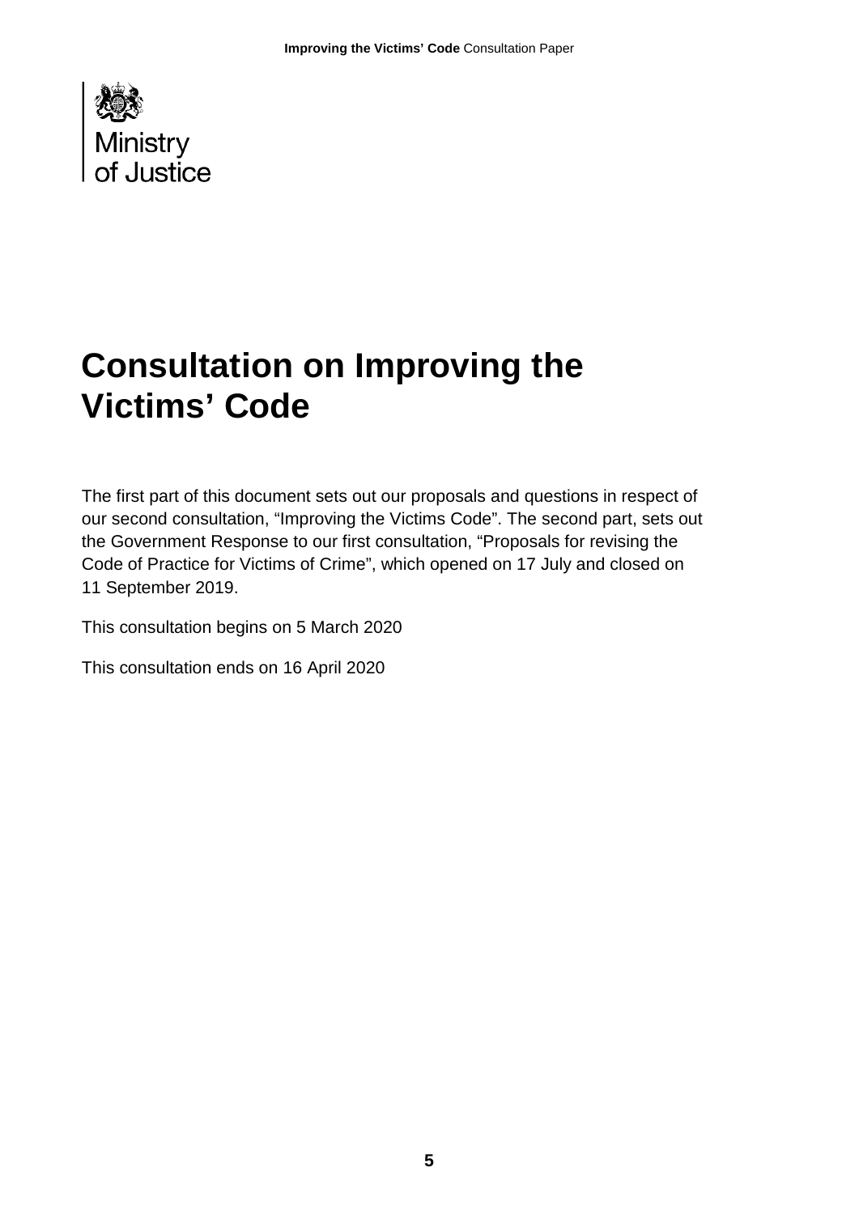Ministry of Justice

# Consultation on Improving the Victims' Code

The first part of this document sets out our proposals and questions in respect of our second consultation, "Improving the Victims Code". The second part, sets out the Government Response to our first consultation, "Proposals for revising the Code of Practice for Victims of Crime", which opened on 17 July and closed on 11 September 2019.

This consultation begins on 5 March 2020

This consultation ends on 16 April 2020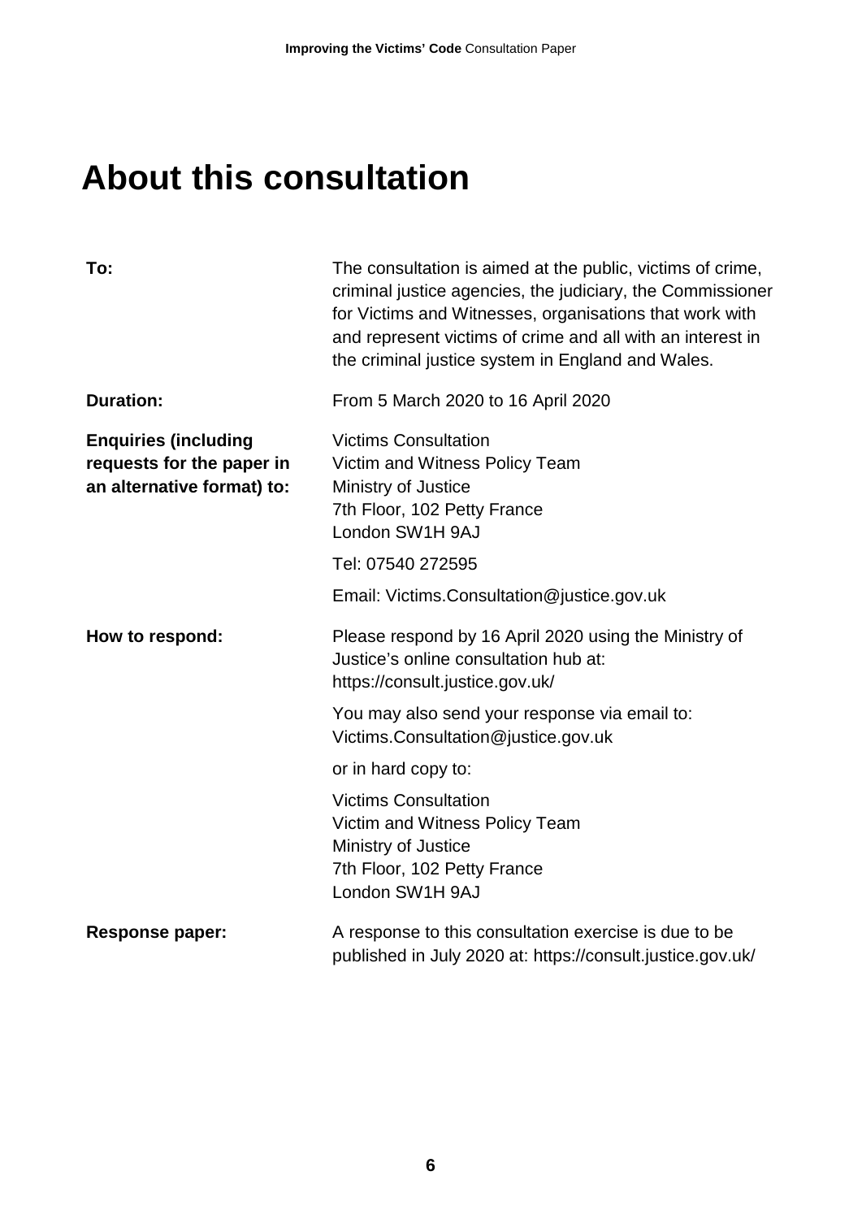# About this consultation

| | |
|---|---|
| **To:** | The consultation is aimed at the public, victims of crime, criminal justice agencies, the judiciary, the Commissioner for Victims and Witnesses, organisations that work with and represent victims of crime and all with an interest in the criminal justice system in England and Wales. |
| **Duration:** | From 5 March 2020 to 16 April 2020 |
| **Enquiries (including requests for the paper in an alternative format) to:** | Victims Consultation<br>Victim and Witness Policy Team<br>Ministry of Justice<br>7th Floor, 102 Petty France<br>London SW1H 9AJ<br><br>Tel: 07540 272595<br><br>Email: Victims.Consultation@justice.gov.uk |
| **How to respond:** | Please respond by 16 April 2020 using the Ministry of Justice's online consultation hub at: https://consult.justice.gov.uk/<br><br>You may also send your response via email to: Victims.Consultation@justice.gov.uk<br><br>or in hard copy to:<br><br>Victims Consultation<br>Victim and Witness Policy Team<br>Ministry of Justice<br>7th Floor, 102 Petty France<br>London SW1H 9AJ |
| **Response paper:** | A response to this consultation exercise is due to be published in July 2020 at: https://consult.justice.gov.uk/ |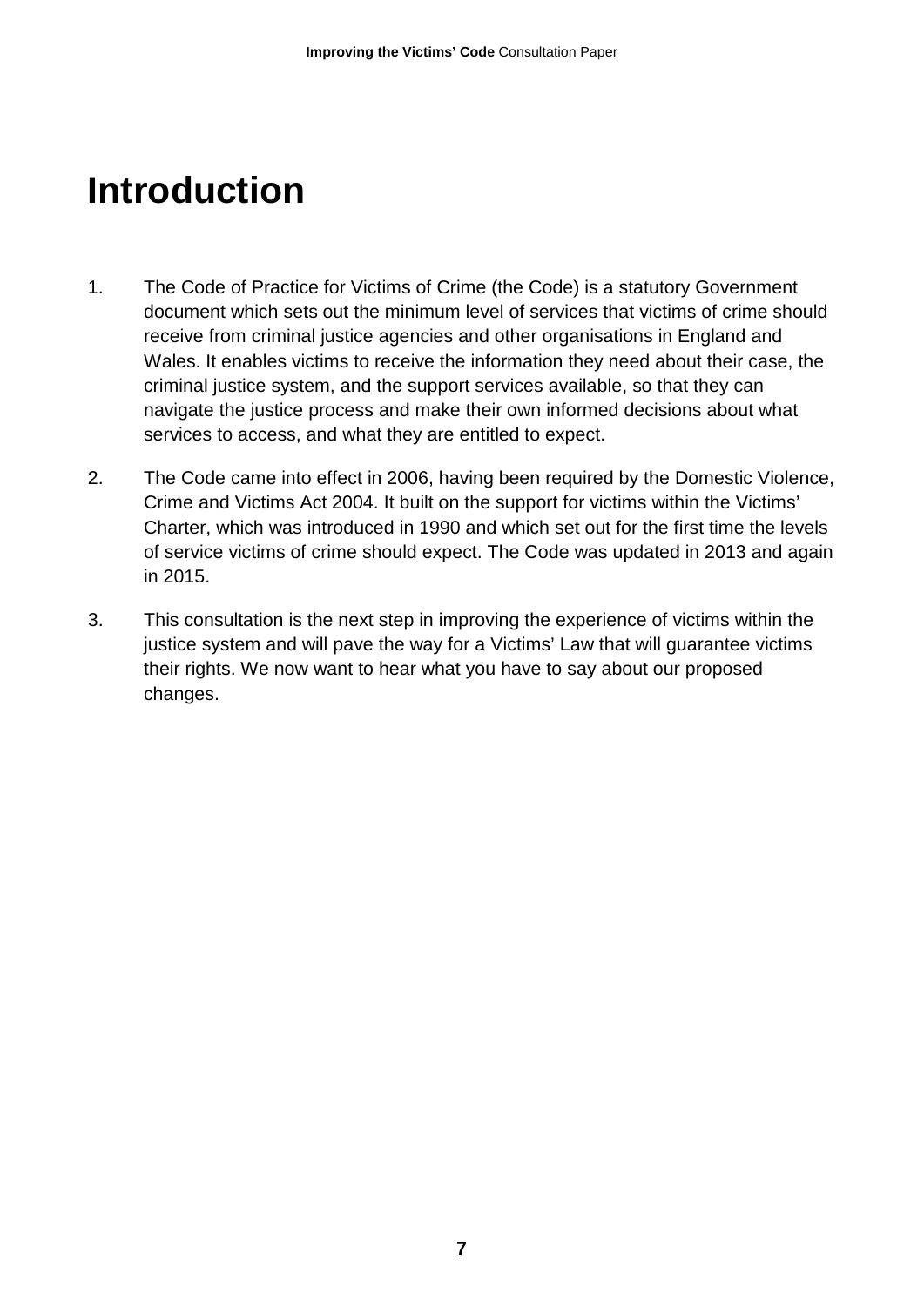# Introduction

1. The Code of Practice for Victims of Crime (the Code) is a statutory Government document which sets out the minimum level of services that victims of crime should receive from criminal justice agencies and other organisations in England and Wales. It enables victims to receive the information they need about their case, the criminal justice system, and the support services available, so that they can navigate the justice process and make their own informed decisions about what services to access, and what they are entitled to expect.

2. The Code came into effect in 2006, having been required by the Domestic Violence, Crime and Victims Act 2004. It built on the support for victims within the Victims' Charter, which was introduced in 1990 and which set out for the first time the levels of service victims of crime should expect. The Code was updated in 2013 and again in 2015.

3. This consultation is the next step in improving the experience of victims within the justice system and will pave the way for a Victims' Law that will guarantee victims their rights. We now want to hear what you have to say about our proposed changes.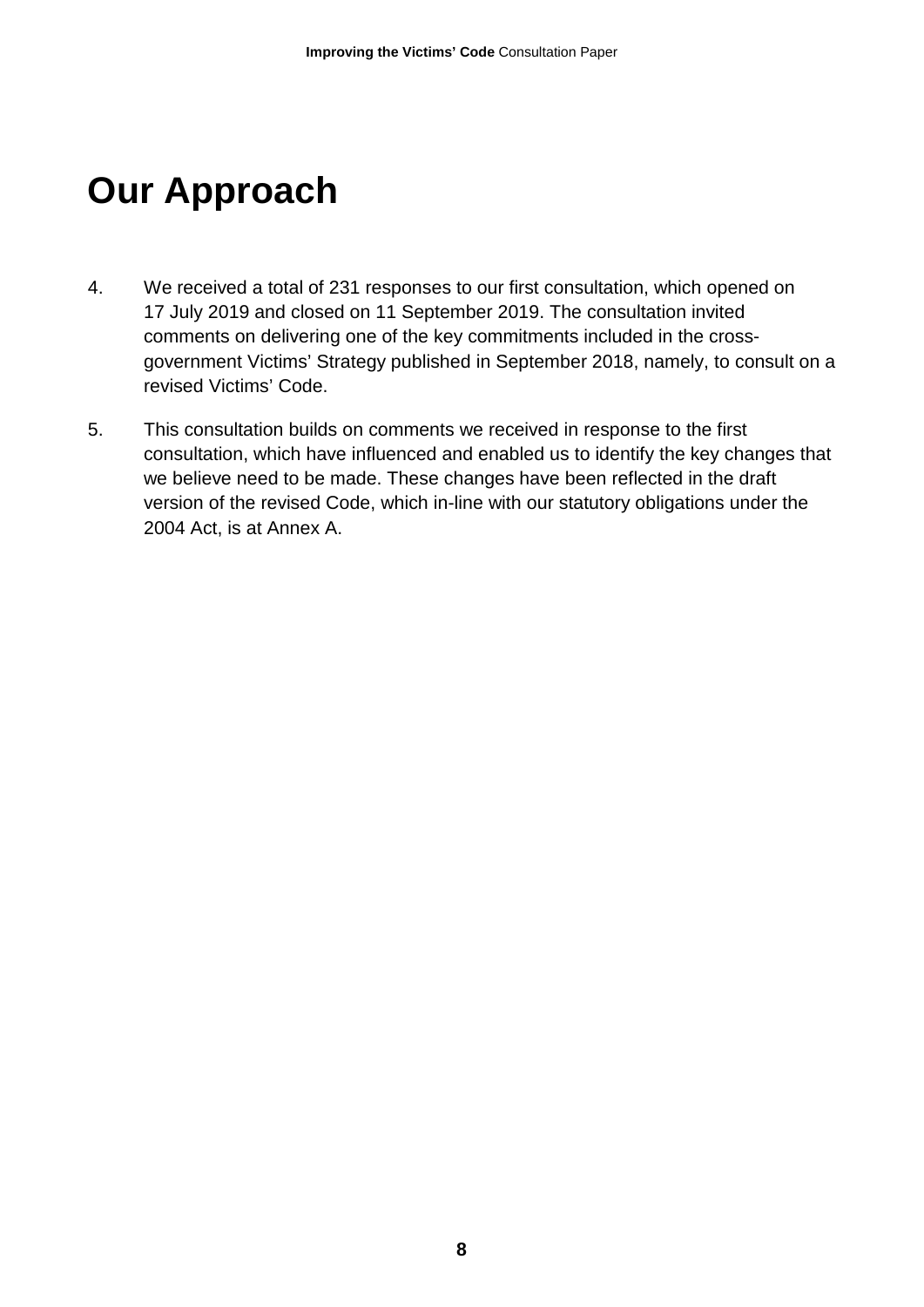# Our Approach

4. We received a total of 231 responses to our first consultation, which opened on 17 July 2019 and closed on 11 September 2019. The consultation invited comments on delivering one of the key commitments included in the cross-government Victims' Strategy published in September 2018, namely, to consult on a revised Victims' Code.

5. This consultation builds on comments we received in response to the first consultation, which have influenced and enabled us to identify the key changes that we believe need to be made. These changes have been reflected in the draft version of the revised Code, which in-line with our statutory obligations under the 2004 Act, is at Annex A.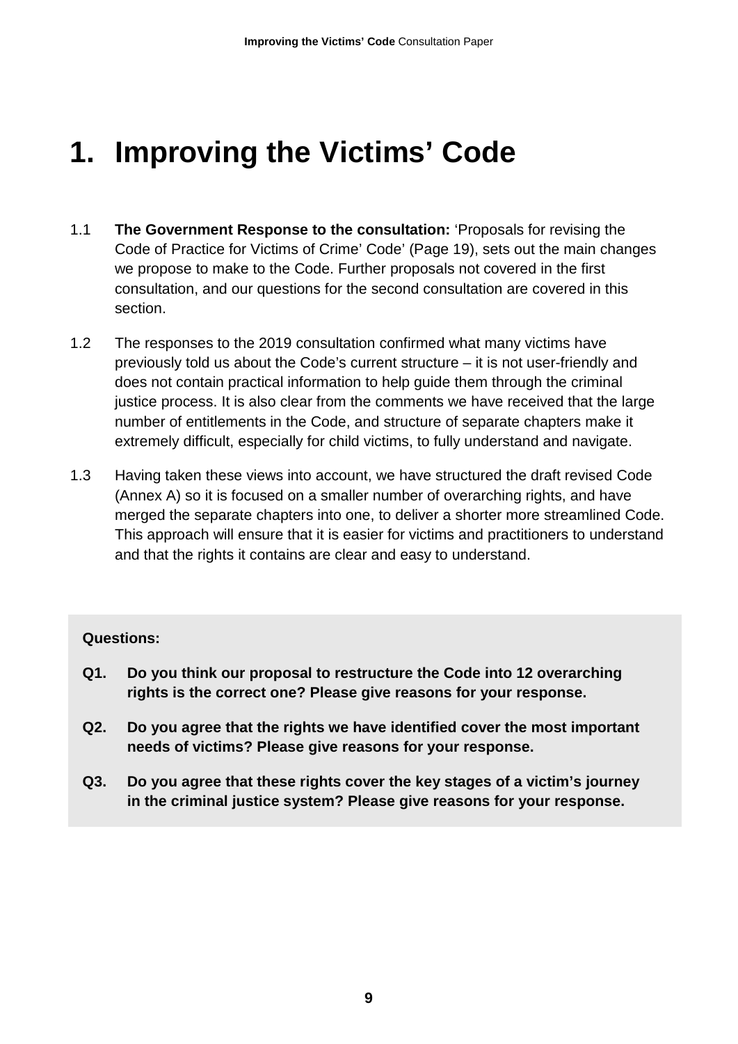# 1. Improving the Victims' Code

1.1 **The Government Response to the consultation:** 'Proposals for revising the Code of Practice for Victims of Crime' Code' (Page 19), sets out the main changes we propose to make to the Code. Further proposals not covered in the first consultation, and our questions for the second consultation are covered in this section.

1.2 The responses to the 2019 consultation confirmed what many victims have previously told us about the Code's current structure – it is not user-friendly and does not contain practical information to help guide them through the criminal justice process. It is also clear from the comments we have received that the large number of entitlements in the Code, and structure of separate chapters make it extremely difficult, especially for child victims, to fully understand and navigate.

1.3 Having taken these views into account, we have structured the draft revised Code (Annex A) so it is focused on a smaller number of overarching rights, and have merged the separate chapters into one, to deliver a shorter more streamlined Code. This approach will ensure that it is easier for victims and practitioners to understand and that the rights it contains are clear and easy to understand.

**Questions:**

**Q1. Do you think our proposal to restructure the Code into 12 overarching rights is the correct one? Please give reasons for your response.**

**Q2. Do you agree that the rights we have identified cover the most important needs of victims? Please give reasons for your response.**

**Q3. Do you agree that these rights cover the key stages of a victim's journey in the criminal justice system? Please give reasons for your response.**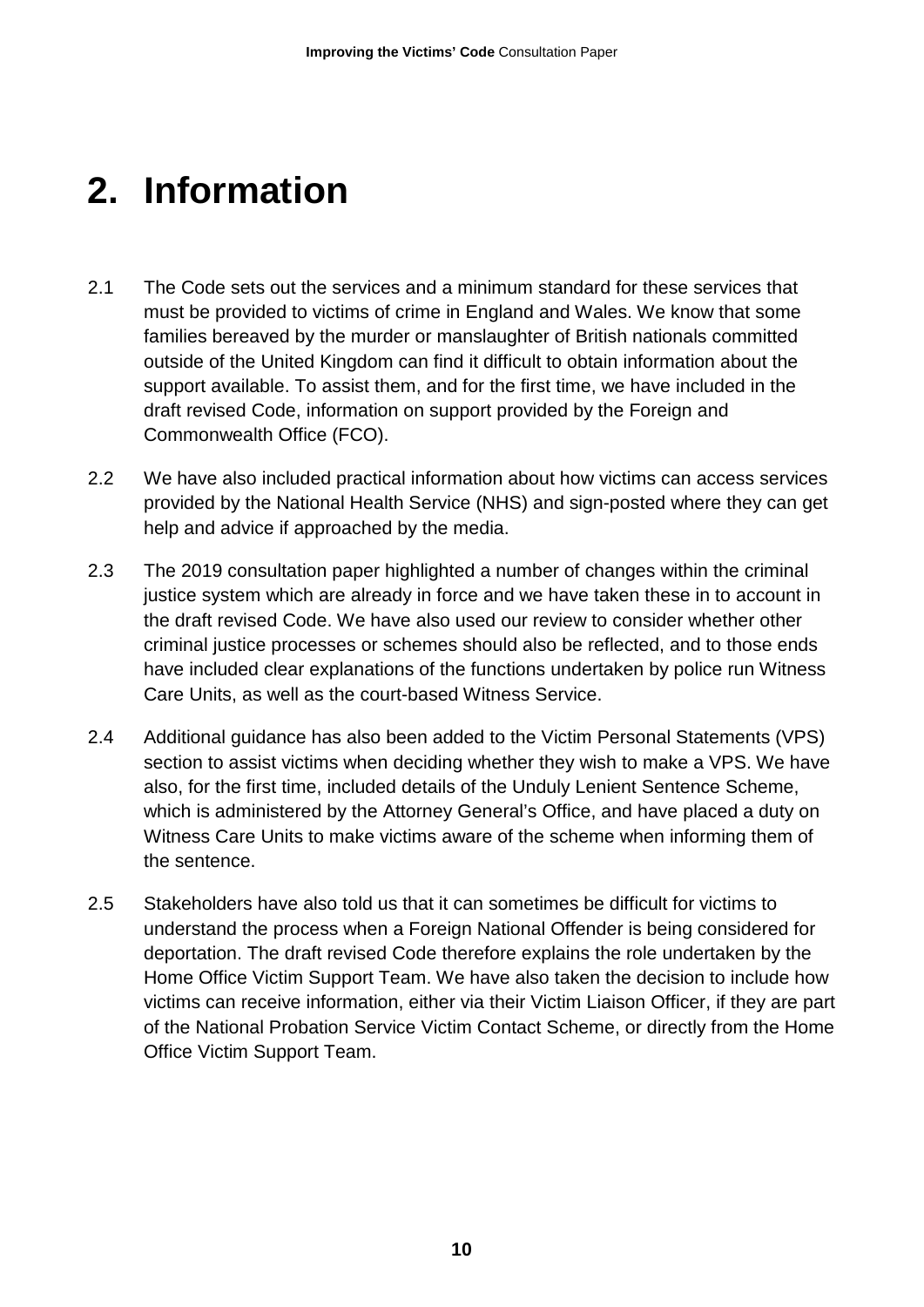# 2. Information

2.1 The Code sets out the services and a minimum standard for these services that must be provided to victims of crime in England and Wales. We know that some families bereaved by the murder or manslaughter of British nationals committed outside of the United Kingdom can find it difficult to obtain information about the support available. To assist them, and for the first time, we have included in the draft revised Code, information on support provided by the Foreign and Commonwealth Office (FCO).

2.2 We have also included practical information about how victims can access services provided by the National Health Service (NHS) and sign-posted where they can get help and advice if approached by the media.

2.3 The 2019 consultation paper highlighted a number of changes within the criminal justice system which are already in force and we have taken these in to account in the draft revised Code. We have also used our review to consider whether other criminal justice processes or schemes should also be reflected, and to those ends have included clear explanations of the functions undertaken by police run Witness Care Units, as well as the court-based Witness Service.

2.4 Additional guidance has also been added to the Victim Personal Statements (VPS) section to assist victims when deciding whether they wish to make a VPS. We have also, for the first time, included details of the Unduly Lenient Sentence Scheme, which is administered by the Attorney General's Office, and have placed a duty on Witness Care Units to make victims aware of the scheme when informing them of the sentence.

2.5 Stakeholders have also told us that it can sometimes be difficult for victims to understand the process when a Foreign National Offender is being considered for deportation. The draft revised Code therefore explains the role undertaken by the Home Office Victim Support Team. We have also taken the decision to include how victims can receive information, either via their Victim Liaison Officer, if they are part of the National Probation Service Victim Contact Scheme, or directly from the Home Office Victim Support Team.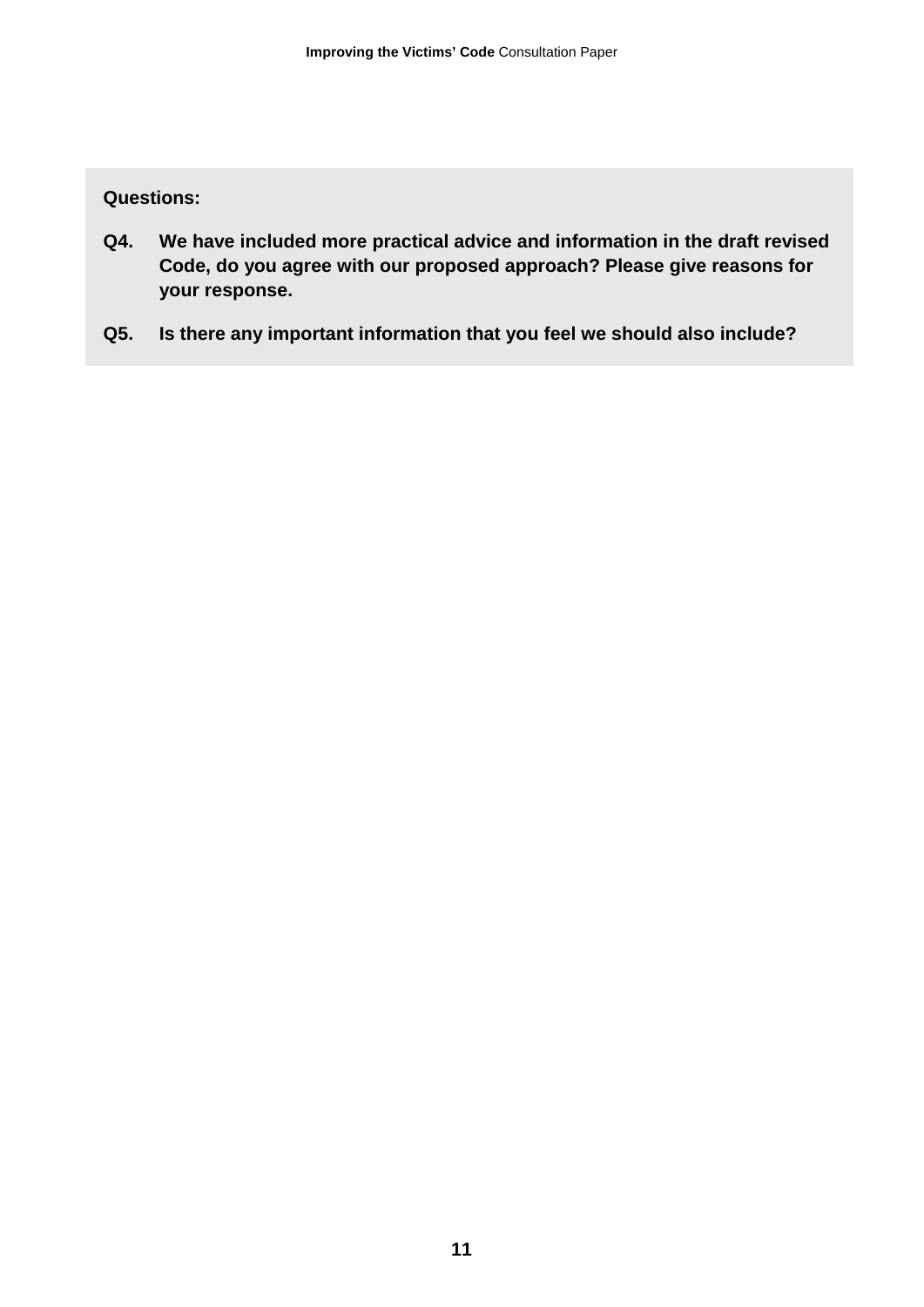**Questions:**

**Q4.** **We have included more practical advice and information in the draft revised Code, do you agree with our proposed approach? Please give reasons for your response.**

**Q5.** **Is there any important information that you feel we should also include?**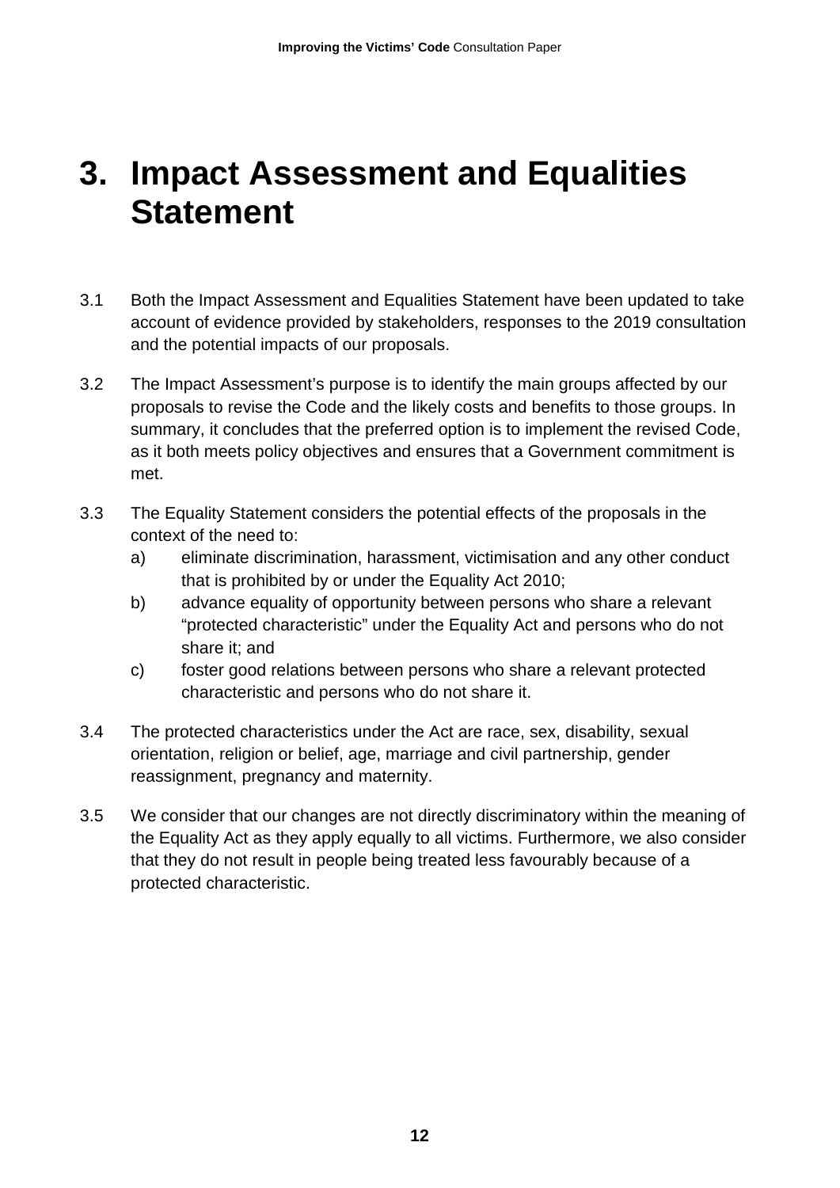# 3. Impact Assessment and Equalities Statement

3.1 Both the Impact Assessment and Equalities Statement have been updated to take account of evidence provided by stakeholders, responses to the 2019 consultation and the potential impacts of our proposals.

3.2 The Impact Assessment's purpose is to identify the main groups affected by our proposals to revise the Code and the likely costs and benefits to those groups. In summary, it concludes that the preferred option is to implement the revised Code, as it both meets policy objectives and ensures that a Government commitment is met.

3.3 The Equality Statement considers the potential effects of the proposals in the context of the need to:

a) eliminate discrimination, harassment, victimisation and any other conduct that is prohibited by or under the Equality Act 2010;

b) advance equality of opportunity between persons who share a relevant "protected characteristic" under the Equality Act and persons who do not share it; and

c) foster good relations between persons who share a relevant protected characteristic and persons who do not share it.

3.4 The protected characteristics under the Act are race, sex, disability, sexual orientation, religion or belief, age, marriage and civil partnership, gender reassignment, pregnancy and maternity.

3.5 We consider that our changes are not directly discriminatory within the meaning of the Equality Act as they apply equally to all victims. Furthermore, we also consider that they do not result in people being treated less favourably because of a protected characteristic.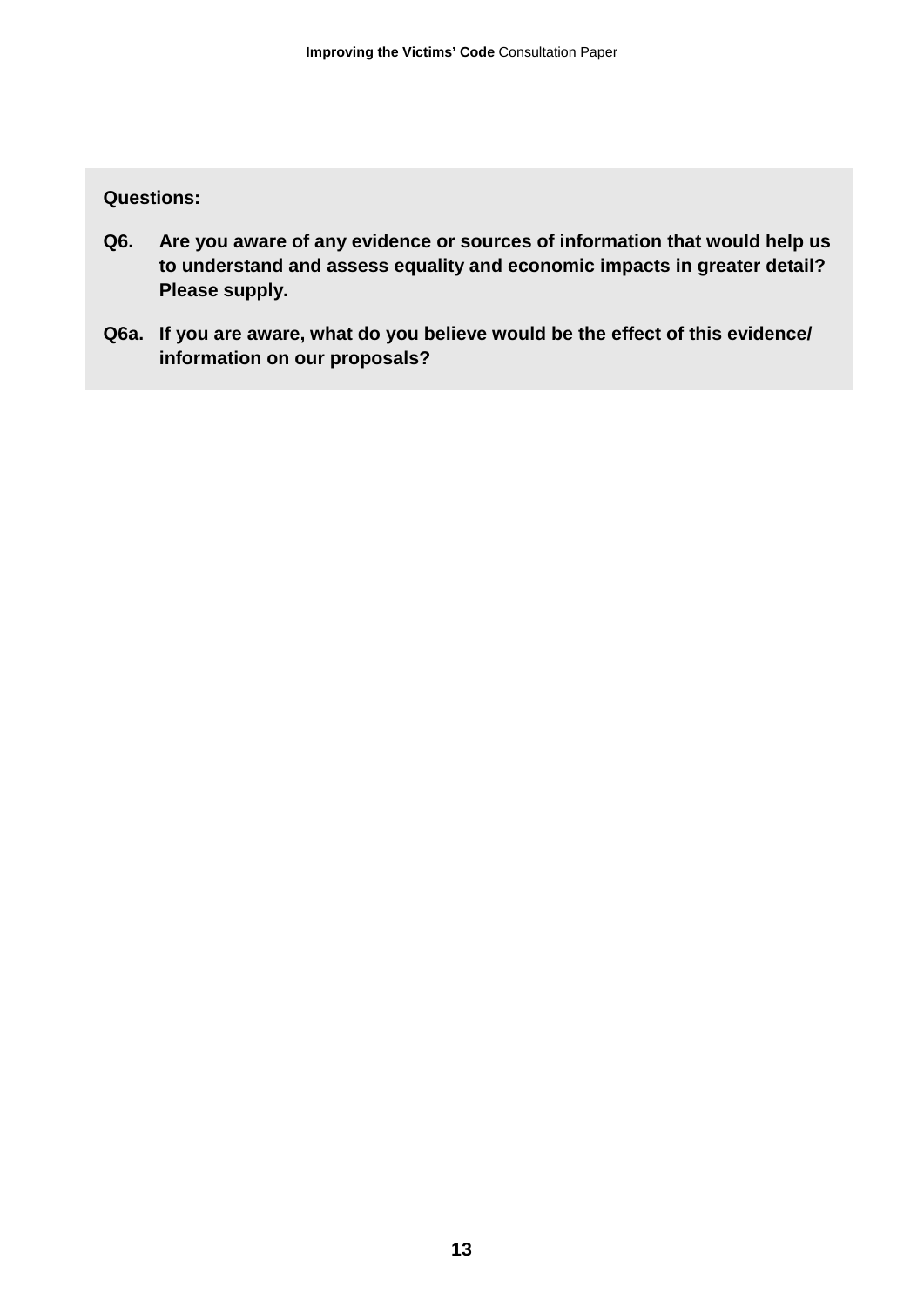**Questions:**

**Q6. Are you aware of any evidence or sources of information that would help us to understand and assess equality and economic impacts in greater detail? Please supply.**

**Q6a. If you are aware, what do you believe would be the effect of this evidence/ information on our proposals?**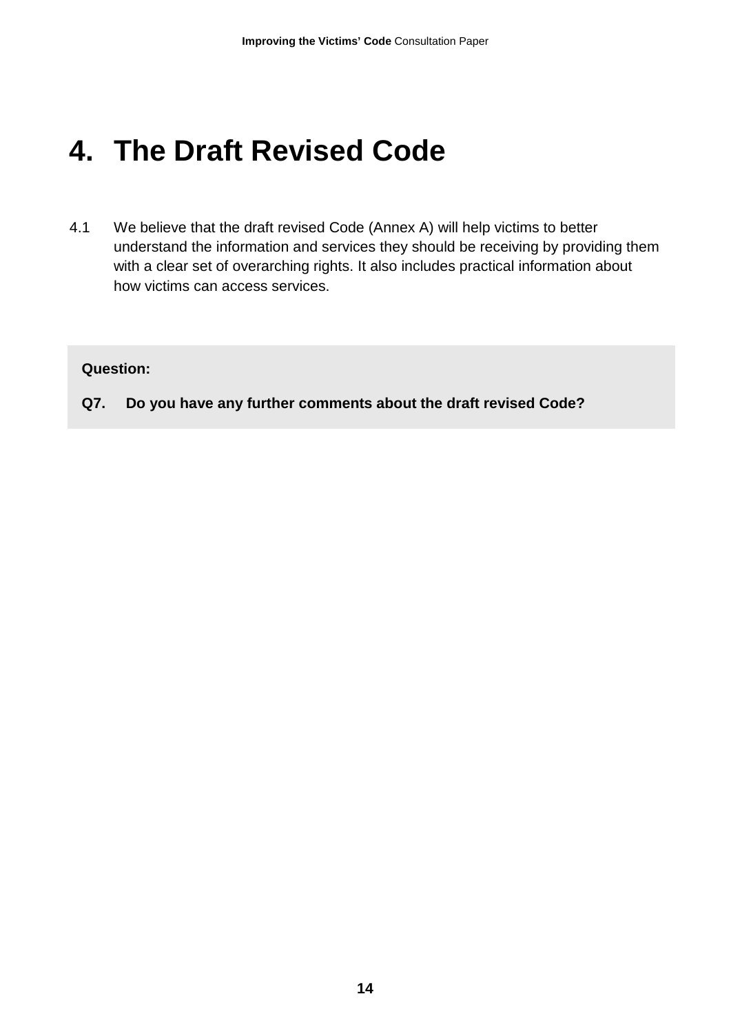# 4. The Draft Revised Code

4.1 We believe that the draft revised Code (Annex A) will help victims to better understand the information and services they should be receiving by providing them with a clear set of overarching rights. It also includes practical information about how victims can access services.

**Question:**

**Q7. Do you have any further comments about the draft revised Code?**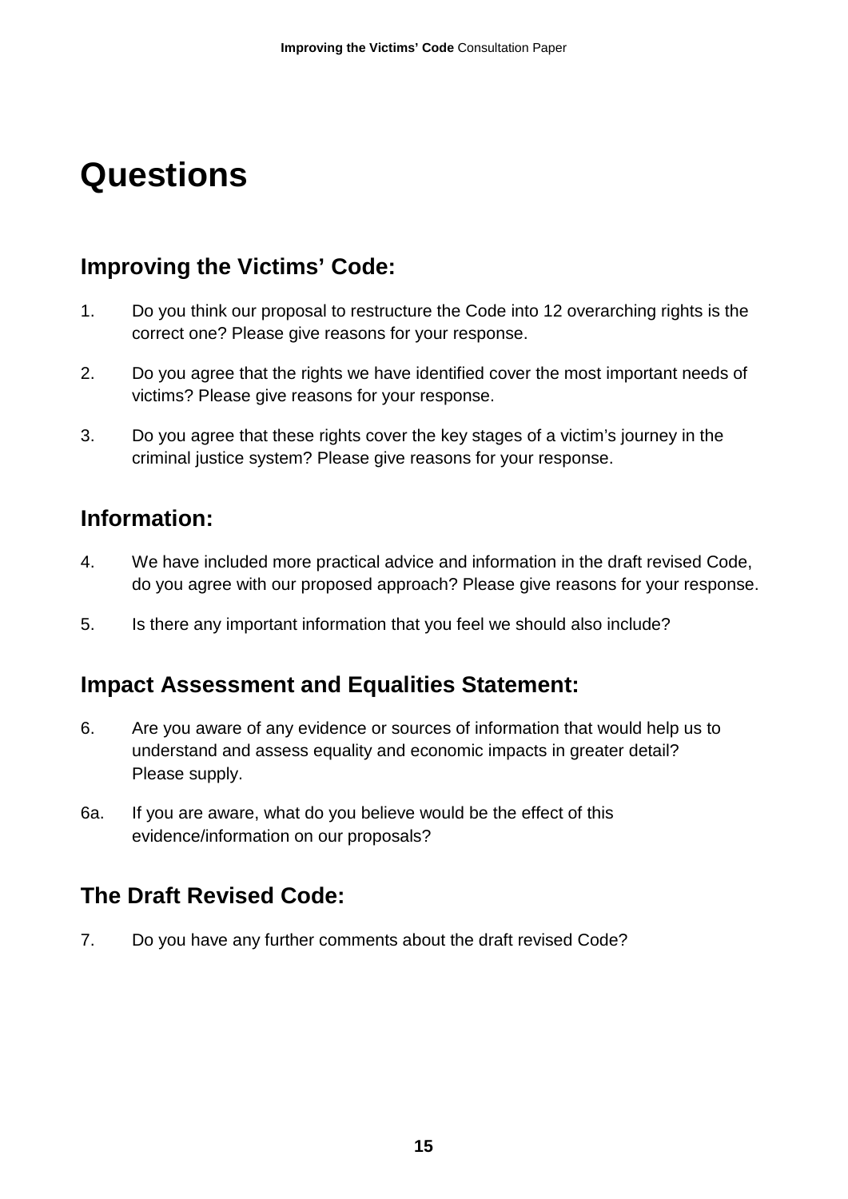# Questions

## Improving the Victims' Code:

1. Do you think our proposal to restructure the Code into 12 overarching rights is the correct one? Please give reasons for your response.

2. Do you agree that the rights we have identified cover the most important needs of victims? Please give reasons for your response.

3. Do you agree that these rights cover the key stages of a victim's journey in the criminal justice system? Please give reasons for your response.

## Information:

4. We have included more practical advice and information in the draft revised Code, do you agree with our proposed approach? Please give reasons for your response.

5. Is there any important information that you feel we should also include?

## Impact Assessment and Equalities Statement:

6. Are you aware of any evidence or sources of information that would help us to understand and assess equality and economic impacts in greater detail? Please supply.

6a. If you are aware, what do you believe would be the effect of this evidence/information on our proposals?

## The Draft Revised Code:

7. Do you have any further comments about the draft revised Code?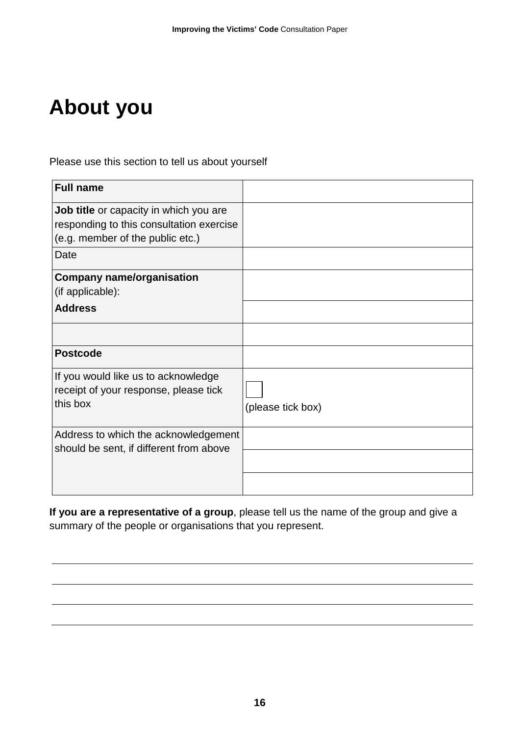# About you

Please use this section to tell us about yourself

| | |
|---|---|
| **Full name** | |
| **Job title** or capacity in which you are responding to this consultation exercise (e.g. member of the public etc.) | |
| Date | |
| **Company name/organisation** (if applicable): | |
| **Address** | |
| | |
| **Postcode** | |
| If you would like us to acknowledge receipt of your response, please tick this box | ☐ (please tick box) |
| Address to which the acknowledgement should be sent, if different from above | |
| | |
| | |

**If you are a representative of a group**, please tell us the name of the group and give a summary of the people or organisations that you represent.

\_\_\_\_\_\_\_\_\_\_\_\_\_\_\_\_\_\_\_\_\_\_\_\_\_\_\_\_\_\_\_\_\_\_\_\_\_\_\_\_\_\_\_\_\_\_\_\_\_\_\_\_\_\_\_\_\_\_\_\_\_\_\_\_\_\_\_\_\_\_\_\_

\_\_\_\_\_\_\_\_\_\_\_\_\_\_\_\_\_\_\_\_\_\_\_\_\_\_\_\_\_\_\_\_\_\_\_\_\_\_\_\_\_\_\_\_\_\_\_\_\_\_\_\_\_\_\_\_\_\_\_\_\_\_\_\_\_\_\_\_\_\_\_\_

\_\_\_\_\_\_\_\_\_\_\_\_\_\_\_\_\_\_\_\_\_\_\_\_\_\_\_\_\_\_\_\_\_\_\_\_\_\_\_\_\_\_\_\_\_\_\_\_\_\_\_\_\_\_\_\_\_\_\_\_\_\_\_\_\_\_\_\_\_\_\_\_

\_\_\_\_\_\_\_\_\_\_\_\_\_\_\_\_\_\_\_\_\_\_\_\_\_\_\_\_\_\_\_\_\_\_\_\_\_\_\_\_\_\_\_\_\_\_\_\_\_\_\_\_\_\_\_\_\_\_\_\_\_\_\_\_\_\_\_\_\_\_\_\_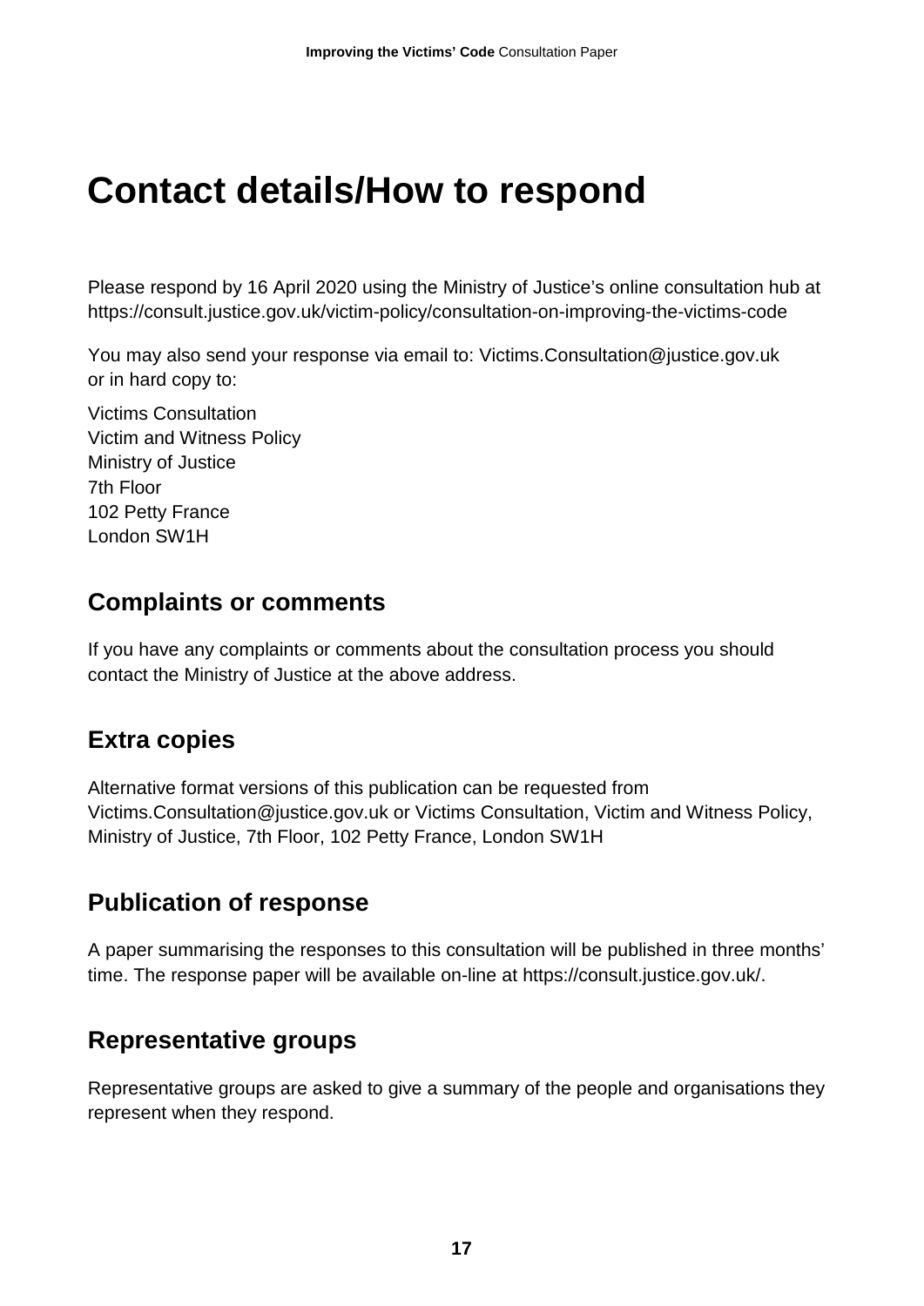# Contact details/How to respond

Please respond by 16 April 2020 using the Ministry of Justice's online consultation hub at https://consult.justice.gov.uk/victim-policy/consultation-on-improving-the-victims-code

You may also send your response via email to: Victims.Consultation@justice.gov.uk or in hard copy to:

Victims Consultation
Victim and Witness Policy
Ministry of Justice
7th Floor
102 Petty France
London SW1H

## Complaints or comments

If you have any complaints or comments about the consultation process you should contact the Ministry of Justice at the above address.

## Extra copies

Alternative format versions of this publication can be requested from Victims.Consultation@justice.gov.uk or Victims Consultation, Victim and Witness Policy, Ministry of Justice, 7th Floor, 102 Petty France, London SW1H

## Publication of response

A paper summarising the responses to this consultation will be published in three months' time. The response paper will be available on-line at https://consult.justice.gov.uk/.

## Representative groups

Representative groups are asked to give a summary of the people and organisations they represent when they respond.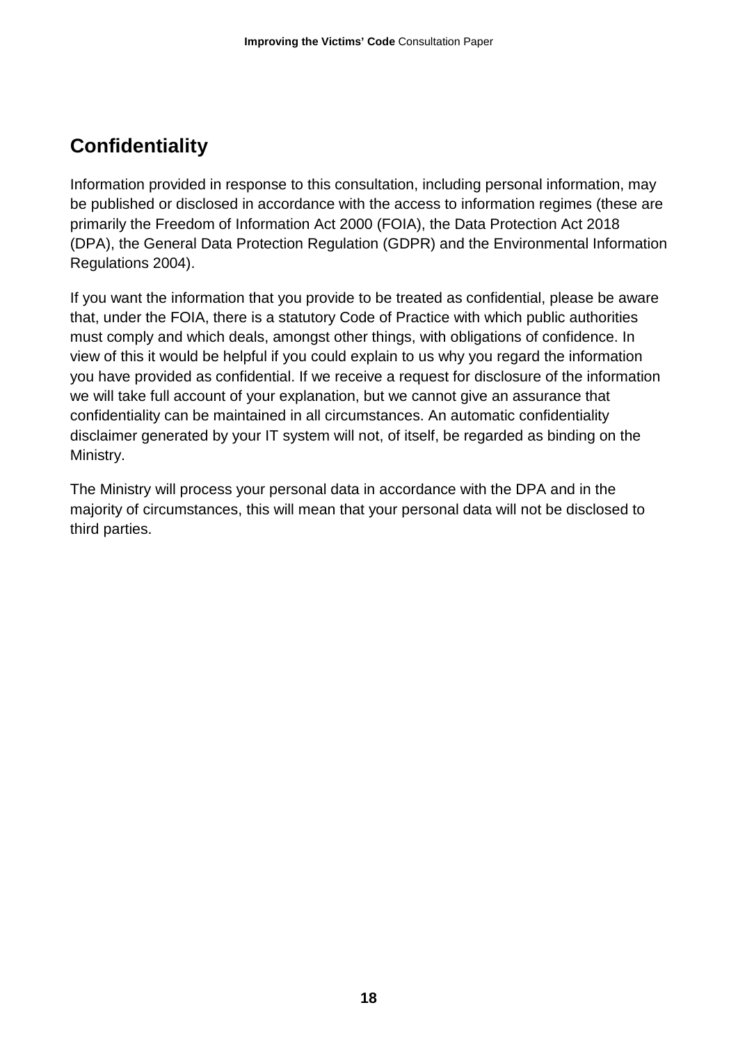## Confidentiality

Information provided in response to this consultation, including personal information, may be published or disclosed in accordance with the access to information regimes (these are primarily the Freedom of Information Act 2000 (FOIA), the Data Protection Act 2018 (DPA), the General Data Protection Regulation (GDPR) and the Environmental Information Regulations 2004).

If you want the information that you provide to be treated as confidential, please be aware that, under the FOIA, there is a statutory Code of Practice with which public authorities must comply and which deals, amongst other things, with obligations of confidence. In view of this it would be helpful if you could explain to us why you regard the information you have provided as confidential. If we receive a request for disclosure of the information we will take full account of your explanation, but we cannot give an assurance that confidentiality can be maintained in all circumstances. An automatic confidentiality disclaimer generated by your IT system will not, of itself, be regarded as binding on the Ministry.

The Ministry will process your personal data in accordance with the DPA and in the majority of circumstances, this will mean that your personal data will not be disclosed to third parties.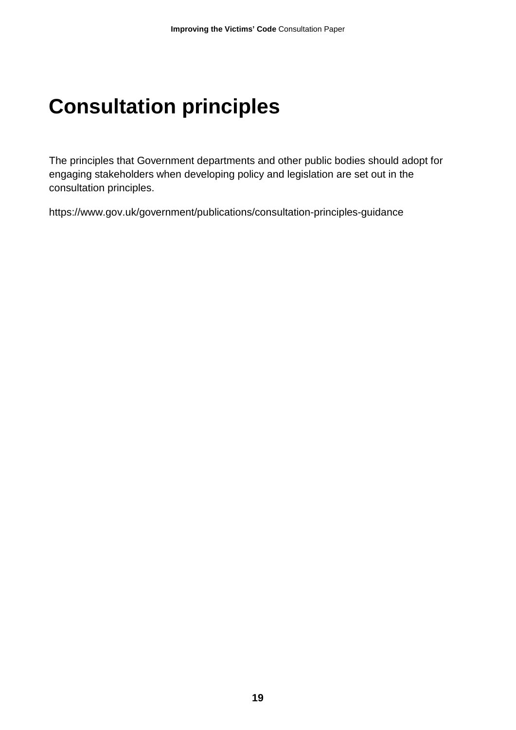# Consultation principles

The principles that Government departments and other public bodies should adopt for engaging stakeholders when developing policy and legislation are set out in the consultation principles.

https://www.gov.uk/government/publications/consultation-principles-guidance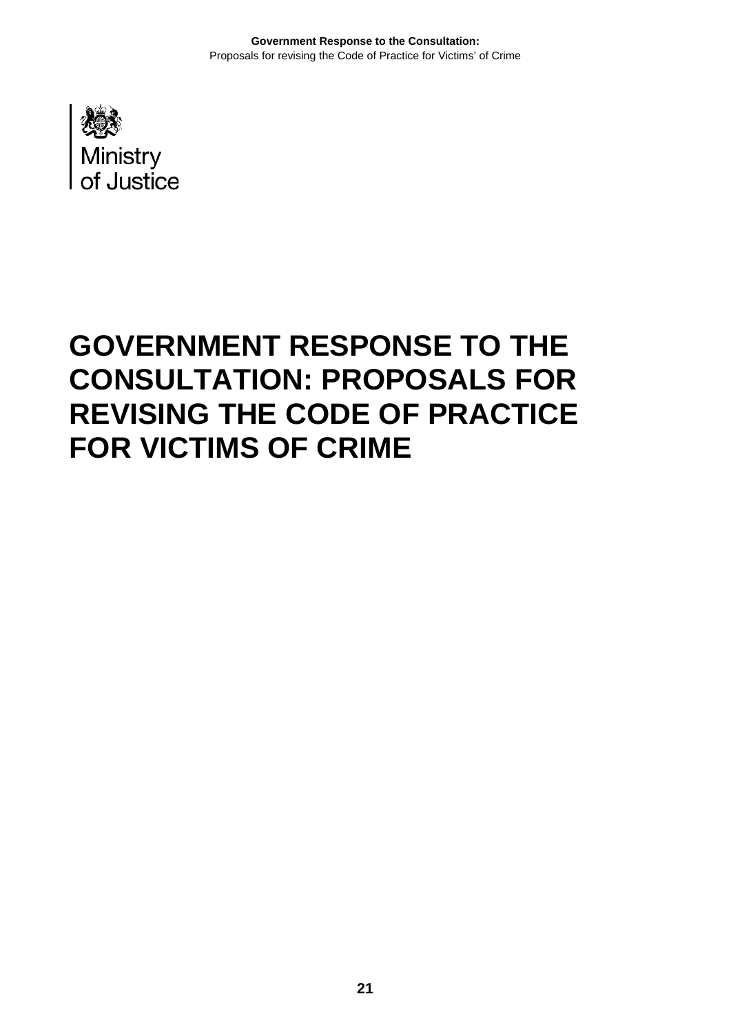Ministry of Justice

# GOVERNMENT RESPONSE TO THE CONSULTATION: PROPOSALS FOR REVISING THE CODE OF PRACTICE FOR VICTIMS OF CRIME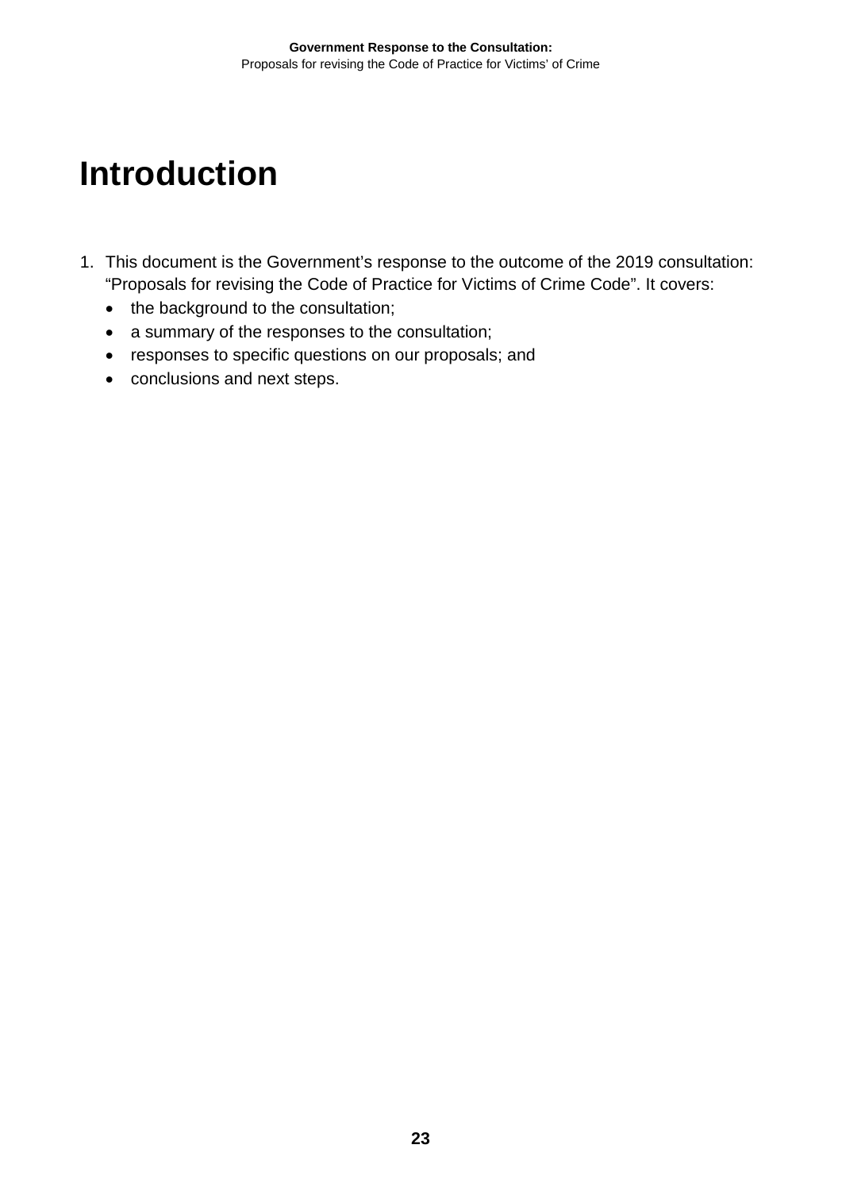# Introduction

1. This document is the Government's response to the outcome of the 2019 consultation: "Proposals for revising the Code of Practice for Victims of Crime Code". It covers:
   - the background to the consultation;
   - a summary of the responses to the consultation;
   - responses to specific questions on our proposals; and
   - conclusions and next steps.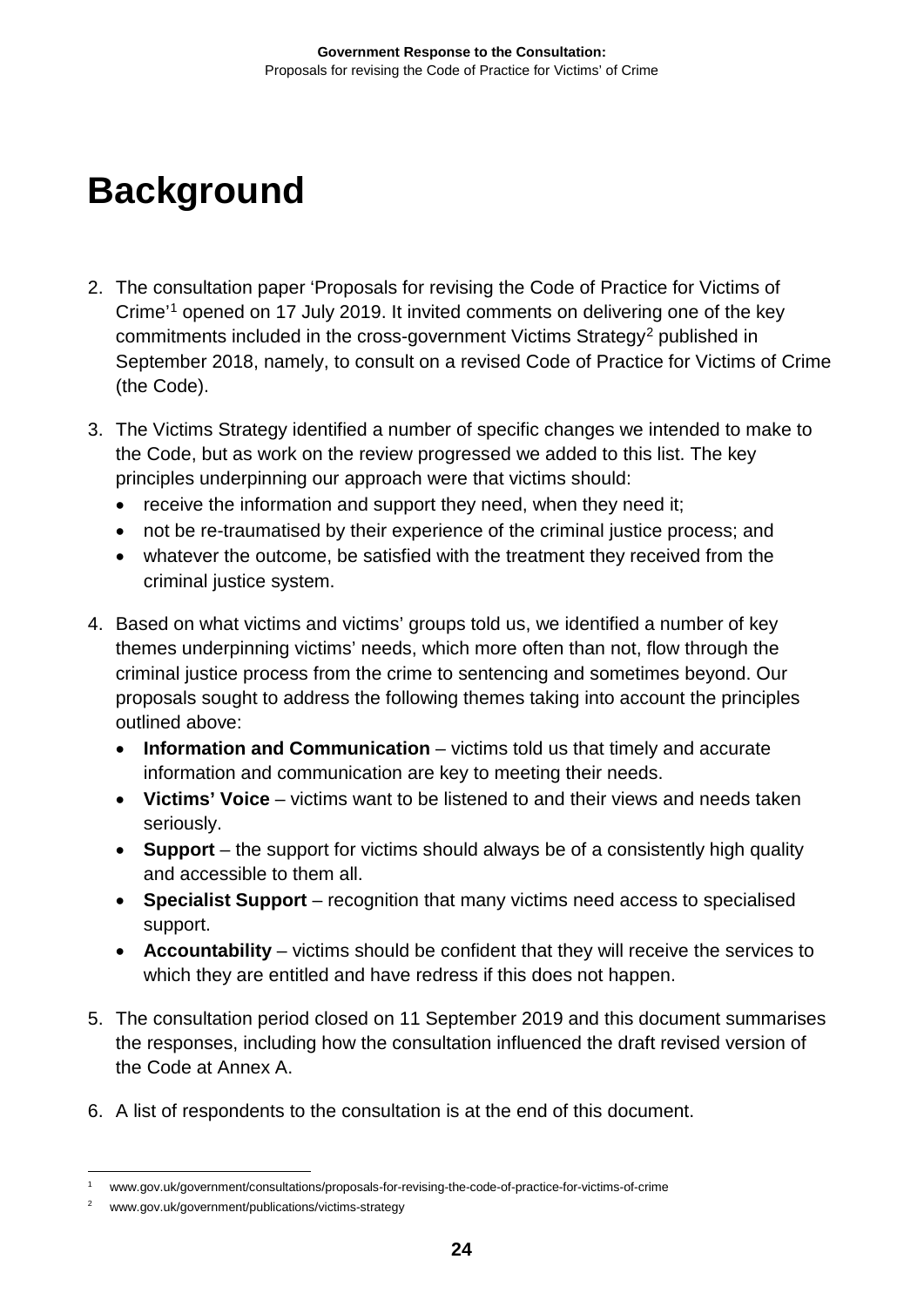# Background

2. The consultation paper 'Proposals for revising the Code of Practice for Victims of Crime'[1] opened on 17 July 2019. It invited comments on delivering one of the key commitments included in the cross-government Victims Strategy[2] published in September 2018, namely, to consult on a revised Code of Practice for Victims of Crime (the Code).

3. The Victims Strategy identified a number of specific changes we intended to make to the Code, but as work on the review progressed we added to this list. The key principles underpinning our approach were that victims should:
   - receive the information and support they need, when they need it;
   - not be re-traumatised by their experience of the criminal justice process; and
   - whatever the outcome, be satisfied with the treatment they received from the criminal justice system.

4. Based on what victims and victims' groups told us, we identified a number of key themes underpinning victims' needs, which more often than not, flow through the criminal justice process from the crime to sentencing and sometimes beyond. Our proposals sought to address the following themes taking into account the principles outlined above:
   - **Information and Communication** – victims told us that timely and accurate information and communication are key to meeting their needs.
   - **Victims' Voice** – victims want to be listened to and their views and needs taken seriously.
   - **Support** – the support for victims should always be of a consistently high quality and accessible to them all.
   - **Specialist Support** – recognition that many victims need access to specialised support.
   - **Accountability** – victims should be confident that they will receive the services to which they are entitled and have redress if this does not happen.

5. The consultation period closed on 11 September 2019 and this document summarises the responses, including how the consultation influenced the draft revised version of the Code at Annex A.

6. A list of respondents to the consultation is at the end of this document.

---

[1] www.gov.uk/government/consultations/proposals-for-revising-the-code-of-practice-for-victims-of-crime

[2] www.gov.uk/government/publications/victims-strategy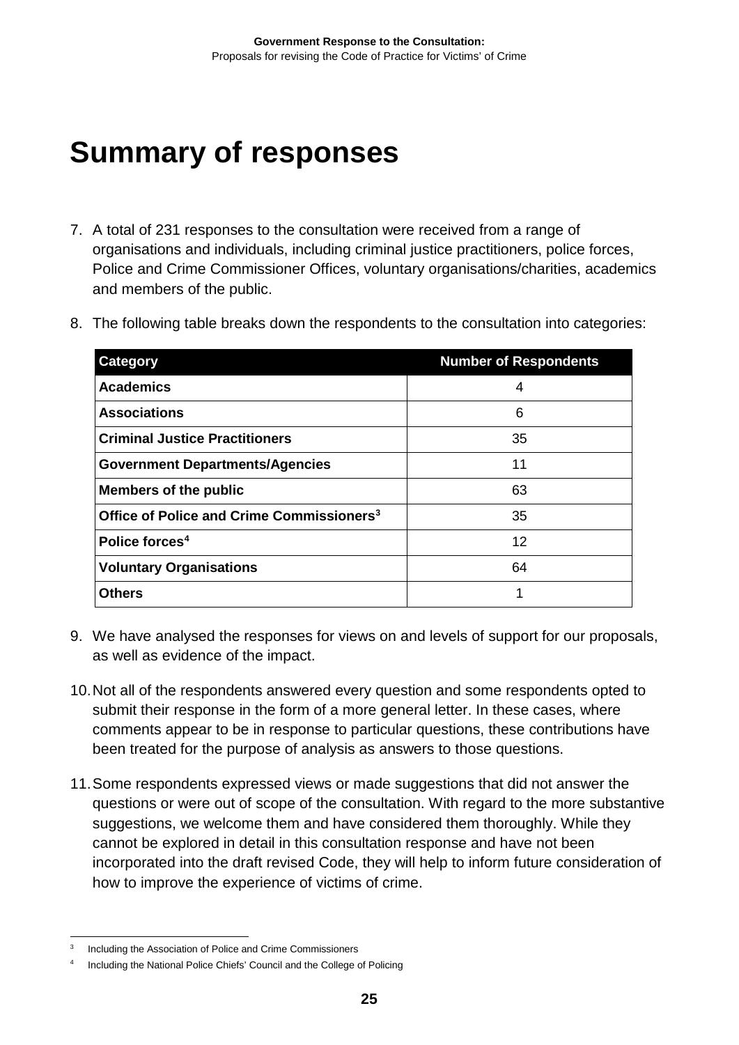# Summary of responses

7. A total of 231 responses to the consultation were received from a range of organisations and individuals, including criminal justice practitioners, police forces, Police and Crime Commissioner Offices, voluntary organisations/charities, academics and members of the public.

8. The following table breaks down the respondents to the consultation into categories:

| Category | Number of Respondents |
|---|---|
| **Academics** | 4 |
| **Associations** | 6 |
| **Criminal Justice Practitioners** | 35 |
| **Government Departments/Agencies** | 11 |
| **Members of the public** | 63 |
| **Office of Police and Crime Commissioners**[3] | 35 |
| **Police forces**[4] | 12 |
| **Voluntary Organisations** | 64 |
| **Others** | 1 |

9. We have analysed the responses for views on and levels of support for our proposals, as well as evidence of the impact.

10. Not all of the respondents answered every question and some respondents opted to submit their response in the form of a more general letter. In these cases, where comments appear to be in response to particular questions, these contributions have been treated for the purpose of analysis as answers to those questions.

11. Some respondents expressed views or made suggestions that did not answer the questions or were out of scope of the consultation. With regard to the more substantive suggestions, we welcome them and have considered them thoroughly. While they cannot be explored in detail in this consultation response and have not been incorporated into the draft revised Code, they will help to inform future consideration of how to improve the experience of victims of crime.

---

[3] Including the Association of Police and Crime Commissioners

[4] Including the National Police Chiefs' Council and the College of Policing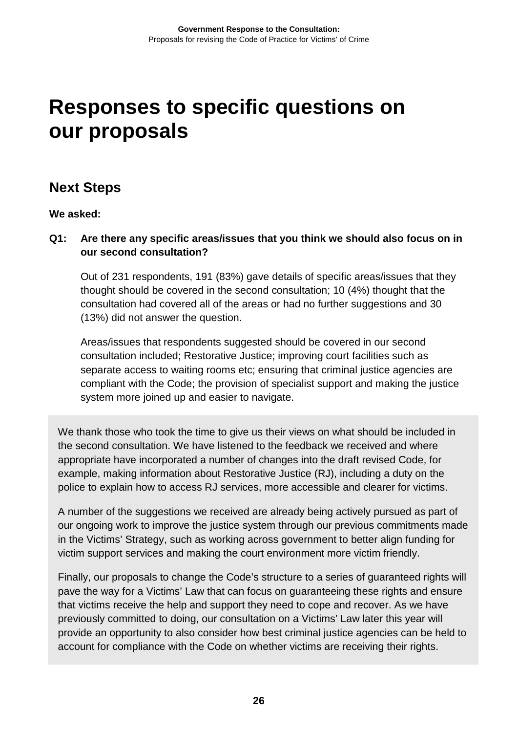# Responses to specific questions on our proposals

## Next Steps

**We asked:**

**Q1: Are there any specific areas/issues that you think we should also focus on in our second consultation?**

Out of 231 respondents, 191 (83%) gave details of specific areas/issues that they thought should be covered in the second consultation; 10 (4%) thought that the consultation had covered all of the areas or had no further suggestions and 30 (13%) did not answer the question.

Areas/issues that respondents suggested should be covered in our second consultation included; Restorative Justice; improving court facilities such as separate access to waiting rooms etc; ensuring that criminal justice agencies are compliant with the Code; the provision of specialist support and making the justice system more joined up and easier to navigate.

We thank those who took the time to give us their views on what should be included in the second consultation. We have listened to the feedback we received and where appropriate have incorporated a number of changes into the draft revised Code, for example, making information about Restorative Justice (RJ), including a duty on the police to explain how to access RJ services, more accessible and clearer for victims.

A number of the suggestions we received are already being actively pursued as part of our ongoing work to improve the justice system through our previous commitments made in the Victims' Strategy, such as working across government to better align funding for victim support services and making the court environment more victim friendly.

Finally, our proposals to change the Code's structure to a series of guaranteed rights will pave the way for a Victims' Law that can focus on guaranteeing these rights and ensure that victims receive the help and support they need to cope and recover. As we have previously committed to doing, our consultation on a Victims' Law later this year will provide an opportunity to also consider how best criminal justice agencies can be held to account for compliance with the Code on whether victims are receiving their rights.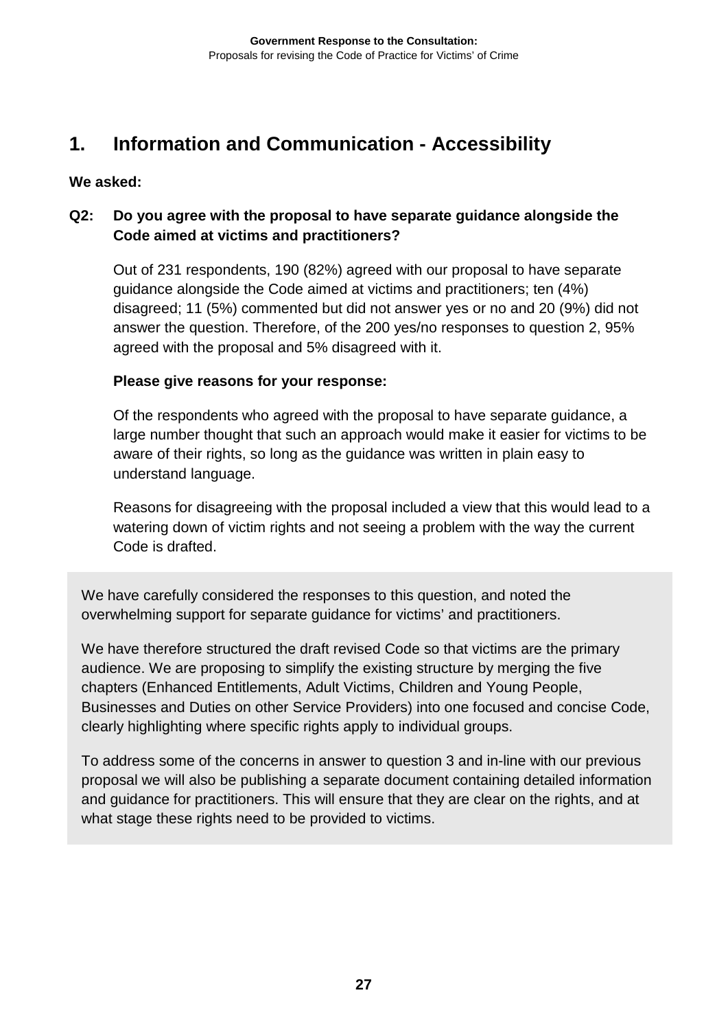## 1. Information and Communication - Accessibility

**We asked:**

**Q2: Do you agree with the proposal to have separate guidance alongside the Code aimed at victims and practitioners?**

Out of 231 respondents, 190 (82%) agreed with our proposal to have separate guidance alongside the Code aimed at victims and practitioners; ten (4%) disagreed; 11 (5%) commented but did not answer yes or no and 20 (9%) did not answer the question. Therefore, of the 200 yes/no responses to question 2, 95% agreed with the proposal and 5% disagreed with it.

**Please give reasons for your response:**

Of the respondents who agreed with the proposal to have separate guidance, a large number thought that such an approach would make it easier for victims to be aware of their rights, so long as the guidance was written in plain easy to understand language.

Reasons for disagreeing with the proposal included a view that this would lead to a watering down of victim rights and not seeing a problem with the way the current Code is drafted.

We have carefully considered the responses to this question, and noted the overwhelming support for separate guidance for victims' and practitioners.

We have therefore structured the draft revised Code so that victims are the primary audience. We are proposing to simplify the existing structure by merging the five chapters (Enhanced Entitlements, Adult Victims, Children and Young People, Businesses and Duties on other Service Providers) into one focused and concise Code, clearly highlighting where specific rights apply to individual groups.

To address some of the concerns in answer to question 3 and in-line with our previous proposal we will also be publishing a separate document containing detailed information and guidance for practitioners. This will ensure that they are clear on the rights, and at what stage these rights need to be provided to victims.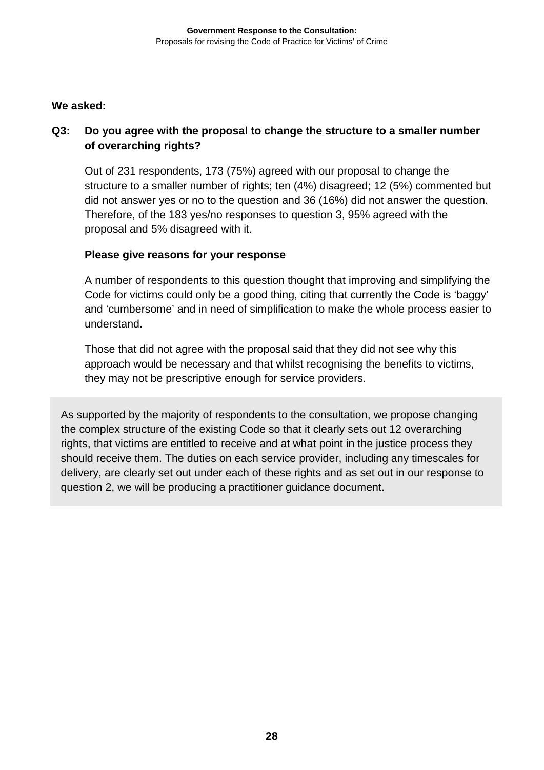**We asked:**

**Q3: Do you agree with the proposal to change the structure to a smaller number of overarching rights?**

Out of 231 respondents, 173 (75%) agreed with our proposal to change the structure to a smaller number of rights; ten (4%) disagreed; 12 (5%) commented but did not answer yes or no to the question and 36 (16%) did not answer the question. Therefore, of the 183 yes/no responses to question 3, 95% agreed with the proposal and 5% disagreed with it.

**Please give reasons for your response**

A number of respondents to this question thought that improving and simplifying the Code for victims could only be a good thing, citing that currently the Code is 'baggy' and 'cumbersome' and in need of simplification to make the whole process easier to understand.

Those that did not agree with the proposal said that they did not see why this approach would be necessary and that whilst recognising the benefits to victims, they may not be prescriptive enough for service providers.

As supported by the majority of respondents to the consultation, we propose changing the complex structure of the existing Code so that it clearly sets out 12 overarching rights, that victims are entitled to receive and at what point in the justice process they should receive them. The duties on each service provider, including any timescales for delivery, are clearly set out under each of these rights and as set out in our response to question 2, we will be producing a practitioner guidance document.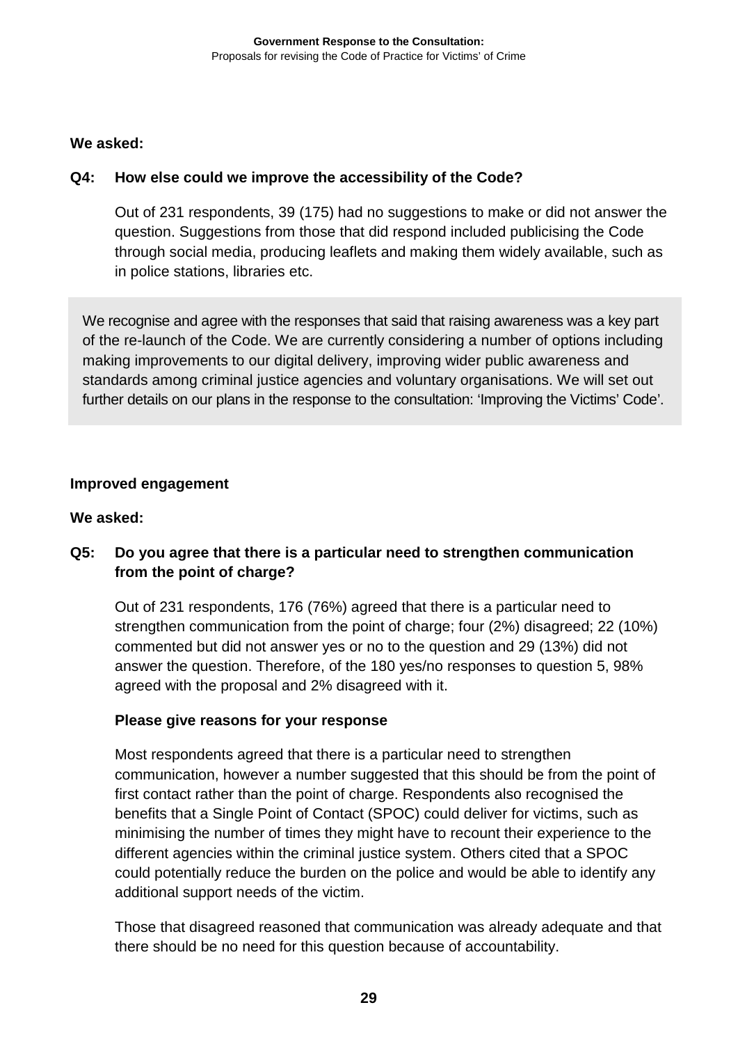**We asked:**

**Q4: How else could we improve the accessibility of the Code?**

Out of 231 respondents, 39 (175) had no suggestions to make or did not answer the question. Suggestions from those that did respond included publicising the Code through social media, producing leaflets and making them widely available, such as in police stations, libraries etc.

> We recognise and agree with the responses that said that raising awareness was a key part of the re-launch of the Code. We are currently considering a number of options including making improvements to our digital delivery, improving wider public awareness and standards among criminal justice agencies and voluntary organisations. We will set out further details on our plans in the response to the consultation: 'Improving the Victims' Code'.

**Improved engagement**

**We asked:**

**Q5: Do you agree that there is a particular need to strengthen communication from the point of charge?**

Out of 231 respondents, 176 (76%) agreed that there is a particular need to strengthen communication from the point of charge; four (2%) disagreed; 22 (10%) commented but did not answer yes or no to the question and 29 (13%) did not answer the question. Therefore, of the 180 yes/no responses to question 5, 98% agreed with the proposal and 2% disagreed with it.

**Please give reasons for your response**

Most respondents agreed that there is a particular need to strengthen communication, however a number suggested that this should be from the point of first contact rather than the point of charge. Respondents also recognised the benefits that a Single Point of Contact (SPOC) could deliver for victims, such as minimising the number of times they might have to recount their experience to the different agencies within the criminal justice system. Others cited that a SPOC could potentially reduce the burden on the police and would be able to identify any additional support needs of the victim.

Those that disagreed reasoned that communication was already adequate and that there should be no need for this question because of accountability.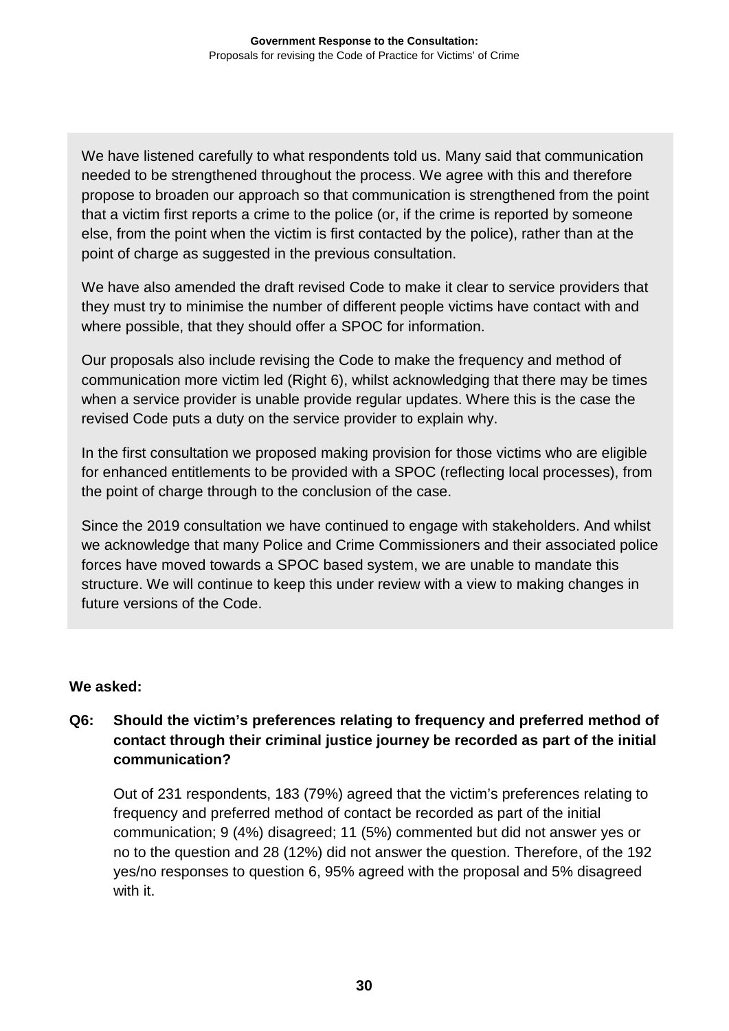We have listened carefully to what respondents told us. Many said that communication needed to be strengthened throughout the process. We agree with this and therefore propose to broaden our approach so that communication is strengthened from the point that a victim first reports a crime to the police (or, if the crime is reported by someone else, from the point when the victim is first contacted by the police), rather than at the point of charge as suggested in the previous consultation.

We have also amended the draft revised Code to make it clear to service providers that they must try to minimise the number of different people victims have contact with and where possible, that they should offer a SPOC for information.

Our proposals also include revising the Code to make the frequency and method of communication more victim led (Right 6), whilst acknowledging that there may be times when a service provider is unable provide regular updates. Where this is the case the revised Code puts a duty on the service provider to explain why.

In the first consultation we proposed making provision for those victims who are eligible for enhanced entitlements to be provided with a SPOC (reflecting local processes), from the point of charge through to the conclusion of the case.

Since the 2019 consultation we have continued to engage with stakeholders. And whilst we acknowledge that many Police and Crime Commissioners and their associated police forces have moved towards a SPOC based system, we are unable to mandate this structure. We will continue to keep this under review with a view to making changes in future versions of the Code.

**We asked:**

**Q6: Should the victim's preferences relating to frequency and preferred method of contact through their criminal justice journey be recorded as part of the initial communication?**

Out of 231 respondents, 183 (79%) agreed that the victim's preferences relating to frequency and preferred method of contact be recorded as part of the initial communication; 9 (4%) disagreed; 11 (5%) commented but did not answer yes or no to the question and 28 (12%) did not answer the question. Therefore, of the 192 yes/no responses to question 6, 95% agreed with the proposal and 5% disagreed with it.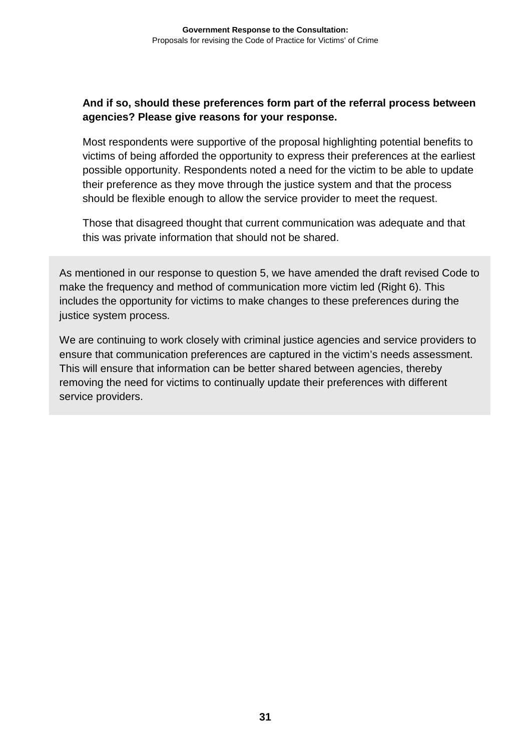**And if so, should these preferences form part of the referral process between agencies? Please give reasons for your response.**

Most respondents were supportive of the proposal highlighting potential benefits to victims of being afforded the opportunity to express their preferences at the earliest possible opportunity. Respondents noted a need for the victim to be able to update their preference as they move through the justice system and that the process should be flexible enough to allow the service provider to meet the request.

Those that disagreed thought that current communication was adequate and that this was private information that should not be shared.

As mentioned in our response to question 5, we have amended the draft revised Code to make the frequency and method of communication more victim led (Right 6). This includes the opportunity for victims to make changes to these preferences during the justice system process.

We are continuing to work closely with criminal justice agencies and service providers to ensure that communication preferences are captured in the victim's needs assessment. This will ensure that information can be better shared between agencies, thereby removing the need for victims to continually update their preferences with different service providers.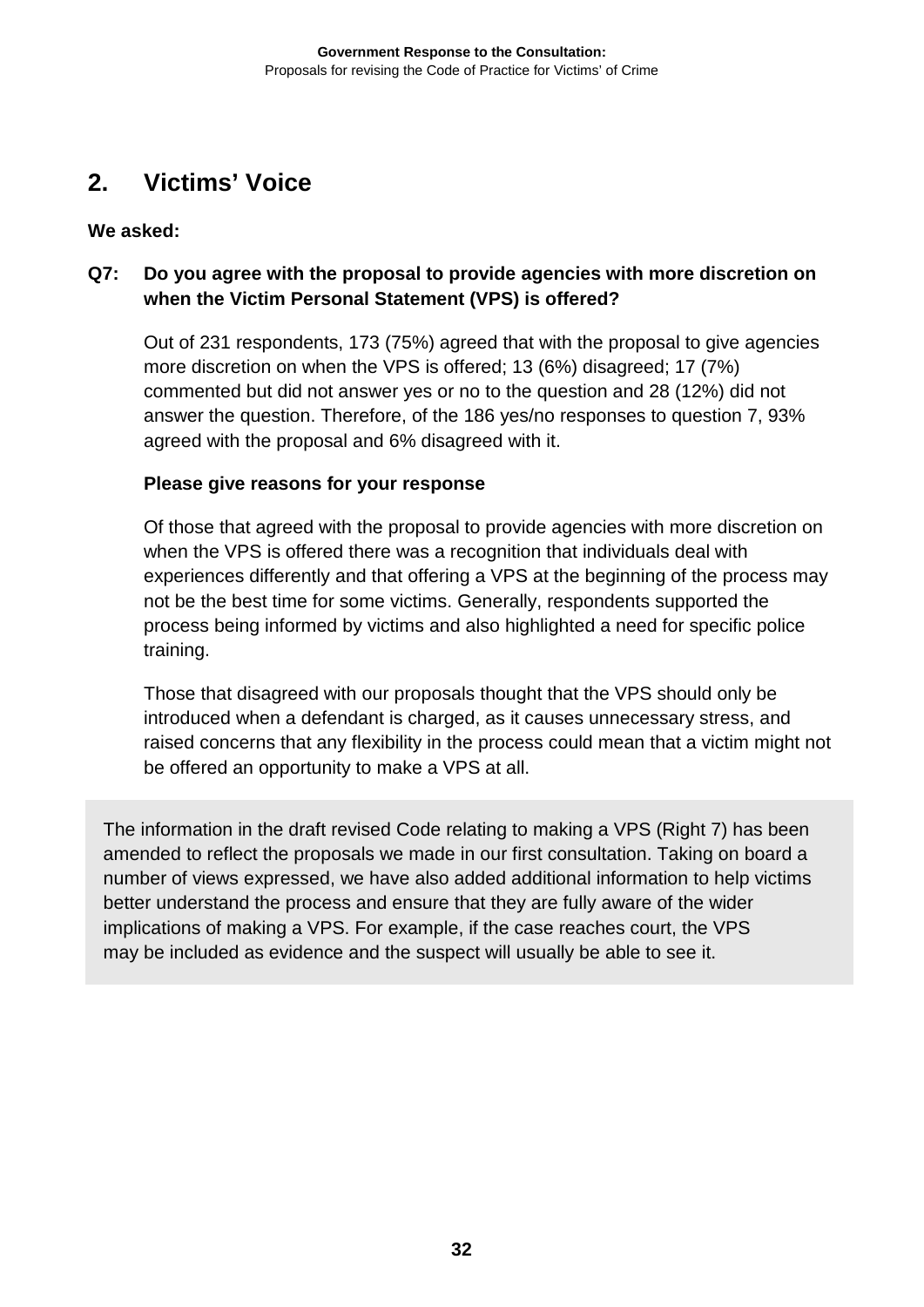## 2. Victims' Voice

**We asked:**

**Q7: Do you agree with the proposal to provide agencies with more discretion on when the Victim Personal Statement (VPS) is offered?**

Out of 231 respondents, 173 (75%) agreed that with the proposal to give agencies more discretion on when the VPS is offered; 13 (6%) disagreed; 17 (7%) commented but did not answer yes or no to the question and 28 (12%) did not answer the question. Therefore, of the 186 yes/no responses to question 7, 93% agreed with the proposal and 6% disagreed with it.

**Please give reasons for your response**

Of those that agreed with the proposal to provide agencies with more discretion on when the VPS is offered there was a recognition that individuals deal with experiences differently and that offering a VPS at the beginning of the process may not be the best time for some victims. Generally, respondents supported the process being informed by victims and also highlighted a need for specific police training.

Those that disagreed with our proposals thought that the VPS should only be introduced when a defendant is charged, as it causes unnecessary stress, and raised concerns that any flexibility in the process could mean that a victim might not be offered an opportunity to make a VPS at all.

The information in the draft revised Code relating to making a VPS (Right 7) has been amended to reflect the proposals we made in our first consultation. Taking on board a number of views expressed, we have also added additional information to help victims better understand the process and ensure that they are fully aware of the wider implications of making a VPS. For example, if the case reaches court, the VPS may be included as evidence and the suspect will usually be able to see it.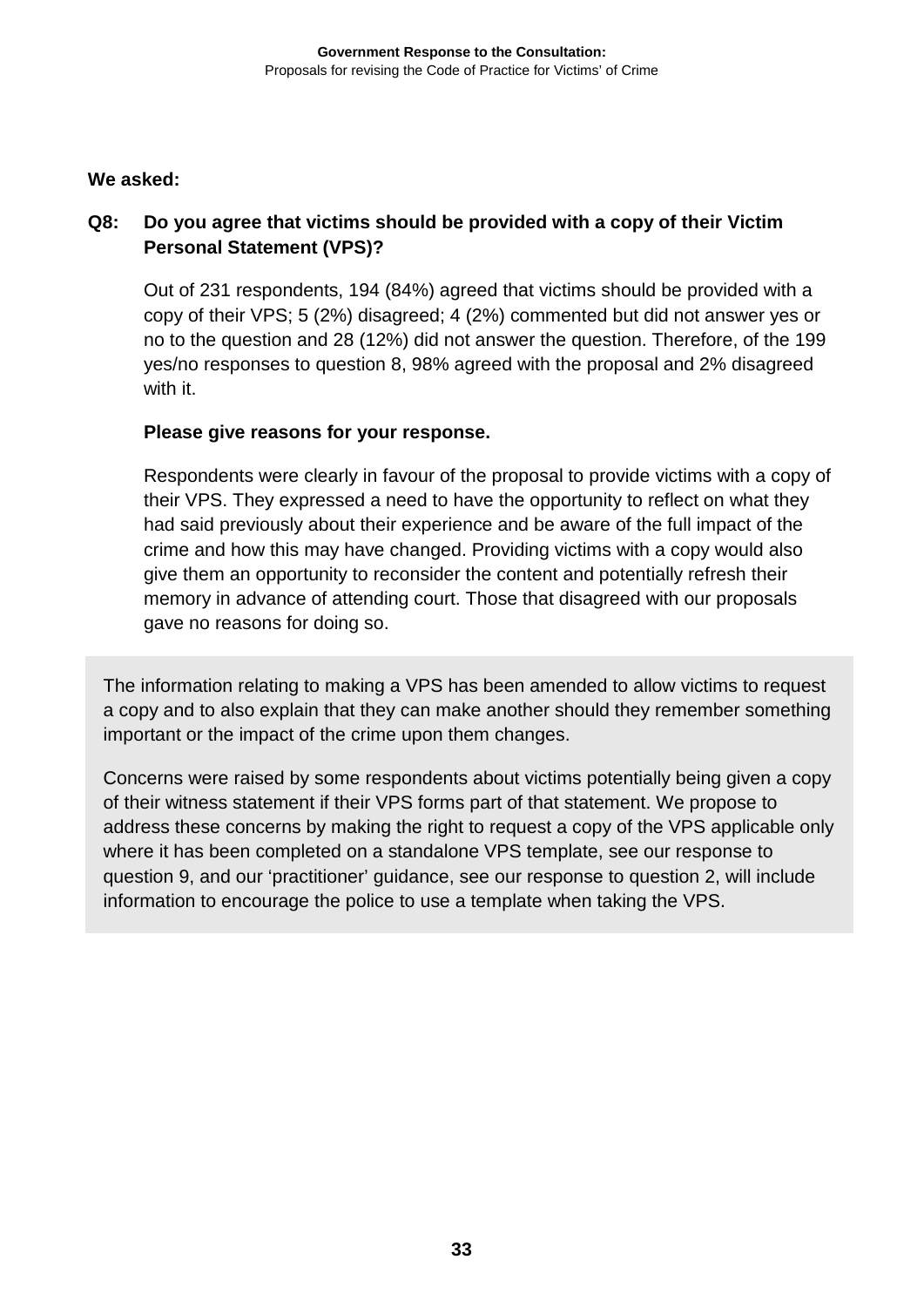**We asked:**

**Q8: Do you agree that victims should be provided with a copy of their Victim Personal Statement (VPS)?**

Out of 231 respondents, 194 (84%) agreed that victims should be provided with a copy of their VPS; 5 (2%) disagreed; 4 (2%) commented but did not answer yes or no to the question and 28 (12%) did not answer the question. Therefore, of the 199 yes/no responses to question 8, 98% agreed with the proposal and 2% disagreed with it.

**Please give reasons for your response.**

Respondents were clearly in favour of the proposal to provide victims with a copy of their VPS. They expressed a need to have the opportunity to reflect on what they had said previously about their experience and be aware of the full impact of the crime and how this may have changed. Providing victims with a copy would also give them an opportunity to reconsider the content and potentially refresh their memory in advance of attending court. Those that disagreed with our proposals gave no reasons for doing so.

The information relating to making a VPS has been amended to allow victims to request a copy and to also explain that they can make another should they remember something important or the impact of the crime upon them changes.

Concerns were raised by some respondents about victims potentially being given a copy of their witness statement if their VPS forms part of that statement. We propose to address these concerns by making the right to request a copy of the VPS applicable only where it has been completed on a standalone VPS template, see our response to question 9, and our 'practitioner' guidance, see our response to question 2, will include information to encourage the police to use a template when taking the VPS.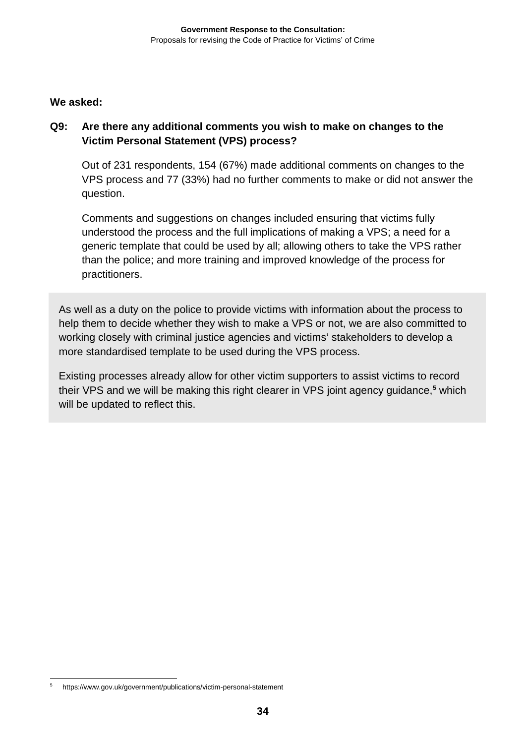**We asked:**

**Q9: Are there any additional comments you wish to make on changes to the Victim Personal Statement (VPS) process?**

Out of 231 respondents, 154 (67%) made additional comments on changes to the VPS process and 77 (33%) had no further comments to make or did not answer the question.

Comments and suggestions on changes included ensuring that victims fully understood the process and the full implications of making a VPS; a need for a generic template that could be used by all; allowing others to take the VPS rather than the police; and more training and improved knowledge of the process for practitioners.

As well as a duty on the police to provide victims with information about the process to help them to decide whether they wish to make a VPS or not, we are also committed to working closely with criminal justice agencies and victims' stakeholders to develop a more standardised template to be used during the VPS process.

Existing processes already allow for other victim supporters to assist victims to record their VPS and we will be making this right clearer in VPS joint agency guidance,[5] which will be updated to reflect this.

---

[5] https://www.gov.uk/government/publications/victim-personal-statement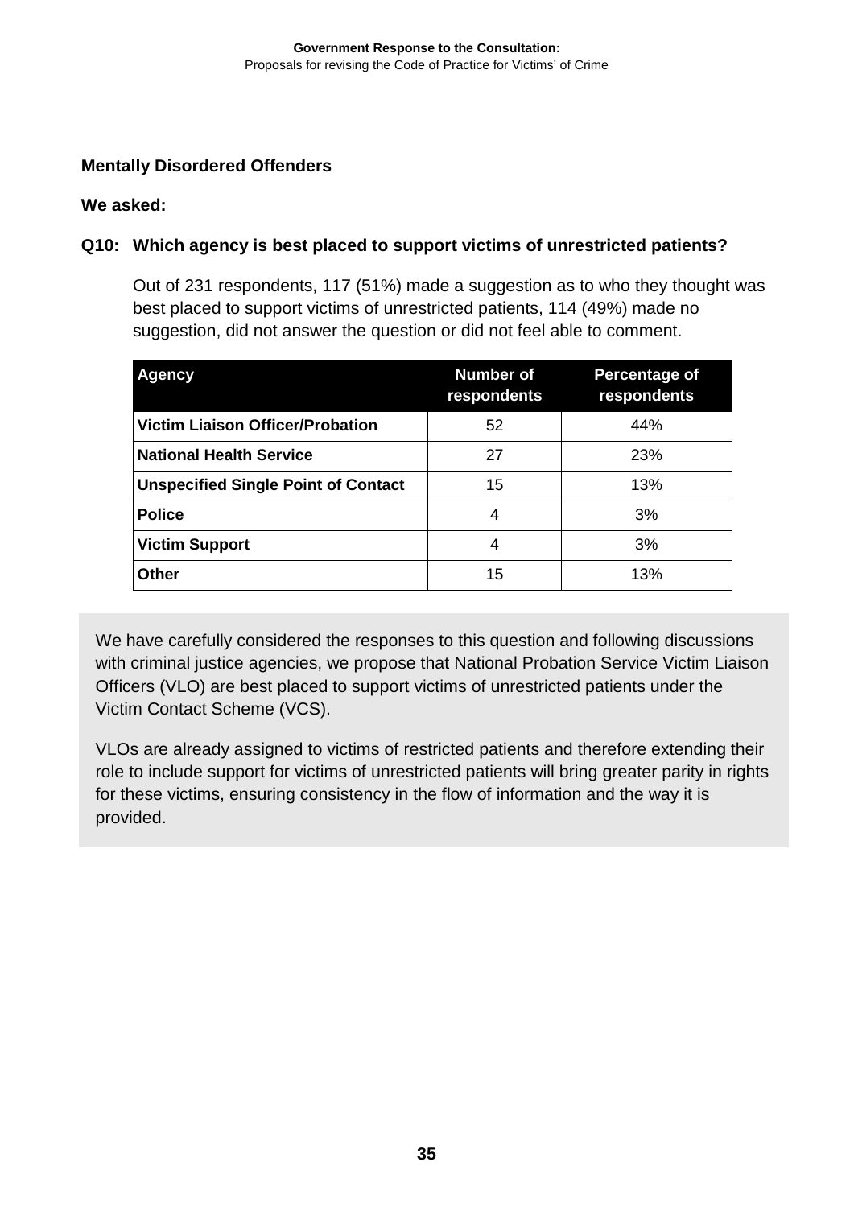### Mentally Disordered Offenders

**We asked:**

**Q10: Which agency is best placed to support victims of unrestricted patients?**

Out of 231 respondents, 117 (51%) made a suggestion as to who they thought was best placed to support victims of unrestricted patients, 114 (49%) made no suggestion, did not answer the question or did not feel able to comment.

| Agency | Number of respondents | Percentage of respondents |
|---|---|---|
| **Victim Liaison Officer/Probation** | 52 | 44% |
| **National Health Service** | 27 | 23% |
| **Unspecified Single Point of Contact** | 15 | 13% |
| **Police** | 4 | 3% |
| **Victim Support** | 4 | 3% |
| **Other** | 15 | 13% |

We have carefully considered the responses to this question and following discussions with criminal justice agencies, we propose that National Probation Service Victim Liaison Officers (VLO) are best placed to support victims of unrestricted patients under the Victim Contact Scheme (VCS).

VLOs are already assigned to victims of restricted patients and therefore extending their role to include support for victims of unrestricted patients will bring greater parity in rights for these victims, ensuring consistency in the flow of information and the way it is provided.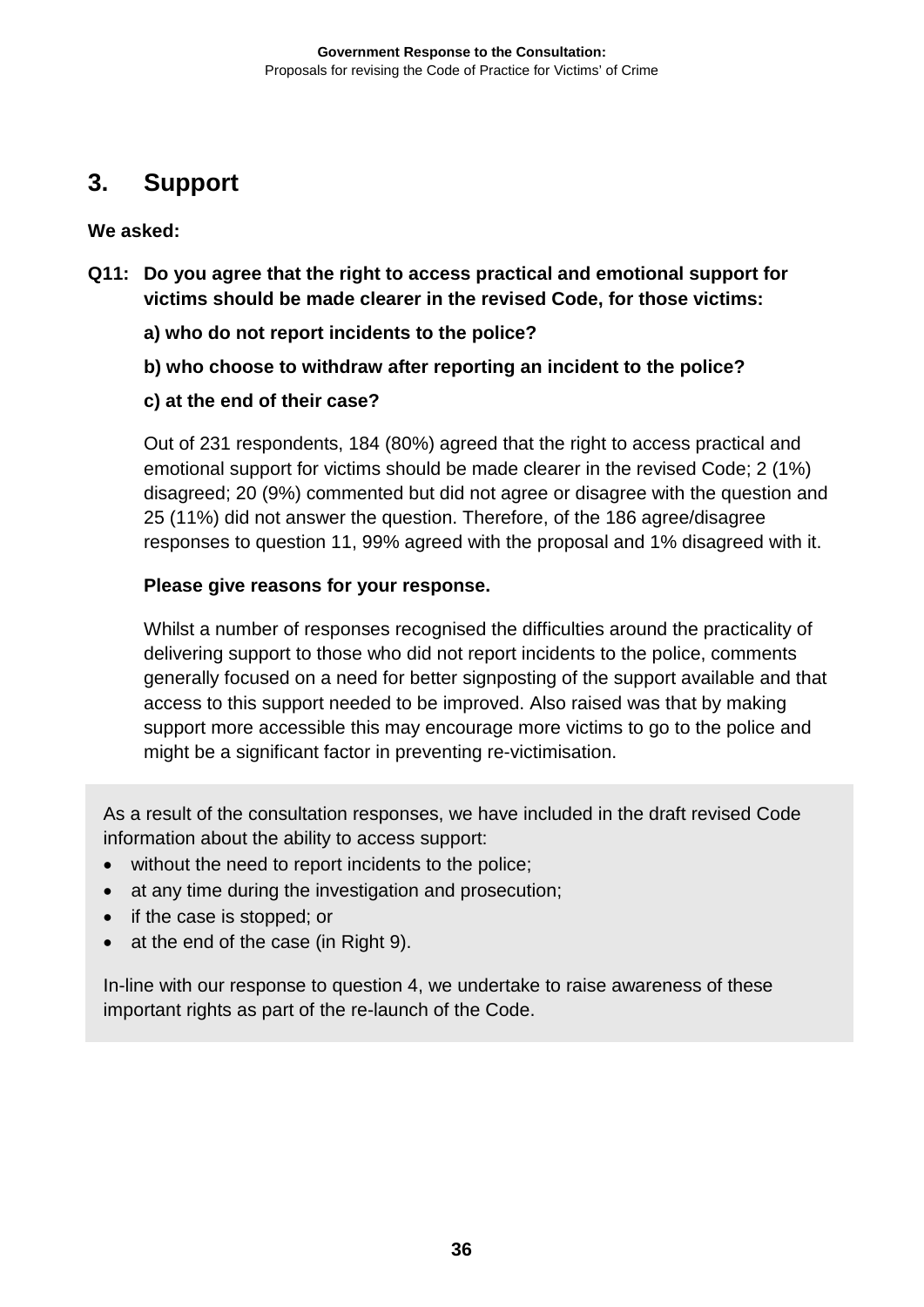## 3. Support

**We asked:**

**Q11: Do you agree that the right to access practical and emotional support for victims should be made clearer in the revised Code, for those victims:**

**a) who do not report incidents to the police?**

**b) who choose to withdraw after reporting an incident to the police?**

**c) at the end of their case?**

Out of 231 respondents, 184 (80%) agreed that the right to access practical and emotional support for victims should be made clearer in the revised Code; 2 (1%) disagreed; 20 (9%) commented but did not agree or disagree with the question and 25 (11%) did not answer the question. Therefore, of the 186 agree/disagree responses to question 11, 99% agreed with the proposal and 1% disagreed with it.

**Please give reasons for your response.**

Whilst a number of responses recognised the difficulties around the practicality of delivering support to those who did not report incidents to the police, comments generally focused on a need for better signposting of the support available and that access to this support needed to be improved. Also raised was that by making support more accessible this may encourage more victims to go to the police and might be a significant factor in preventing re-victimisation.

As a result of the consultation responses, we have included in the draft revised Code information about the ability to access support:

- without the need to report incidents to the police;
- at any time during the investigation and prosecution;
- if the case is stopped; or
- at the end of the case (in Right 9).

In-line with our response to question 4, we undertake to raise awareness of these important rights as part of the re-launch of the Code.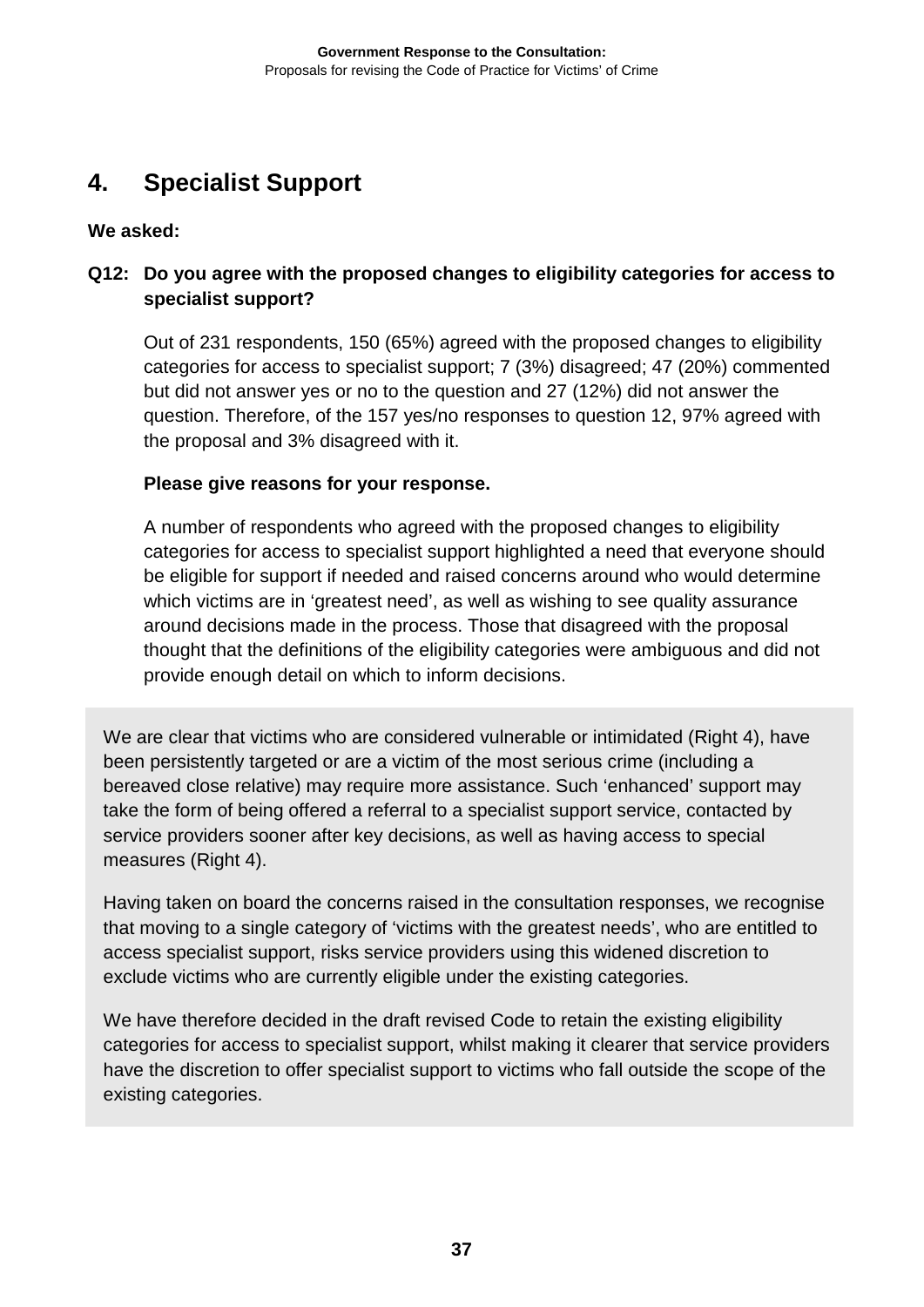## 4. Specialist Support

**We asked:**

**Q12: Do you agree with the proposed changes to eligibility categories for access to specialist support?**

Out of 231 respondents, 150 (65%) agreed with the proposed changes to eligibility categories for access to specialist support; 7 (3%) disagreed; 47 (20%) commented but did not answer yes or no to the question and 27 (12%) did not answer the question. Therefore, of the 157 yes/no responses to question 12, 97% agreed with the proposal and 3% disagreed with it.

**Please give reasons for your response.**

A number of respondents who agreed with the proposed changes to eligibility categories for access to specialist support highlighted a need that everyone should be eligible for support if needed and raised concerns around who would determine which victims are in 'greatest need', as well as wishing to see quality assurance around decisions made in the process. Those that disagreed with the proposal thought that the definitions of the eligibility categories were ambiguous and did not provide enough detail on which to inform decisions.

We are clear that victims who are considered vulnerable or intimidated (Right 4), have been persistently targeted or are a victim of the most serious crime (including a bereaved close relative) may require more assistance. Such 'enhanced' support may take the form of being offered a referral to a specialist support service, contacted by service providers sooner after key decisions, as well as having access to special measures (Right 4).

Having taken on board the concerns raised in the consultation responses, we recognise that moving to a single category of 'victims with the greatest needs', who are entitled to access specialist support, risks service providers using this widened discretion to exclude victims who are currently eligible under the existing categories.

We have therefore decided in the draft revised Code to retain the existing eligibility categories for access to specialist support, whilst making it clearer that service providers have the discretion to offer specialist support to victims who fall outside the scope of the existing categories.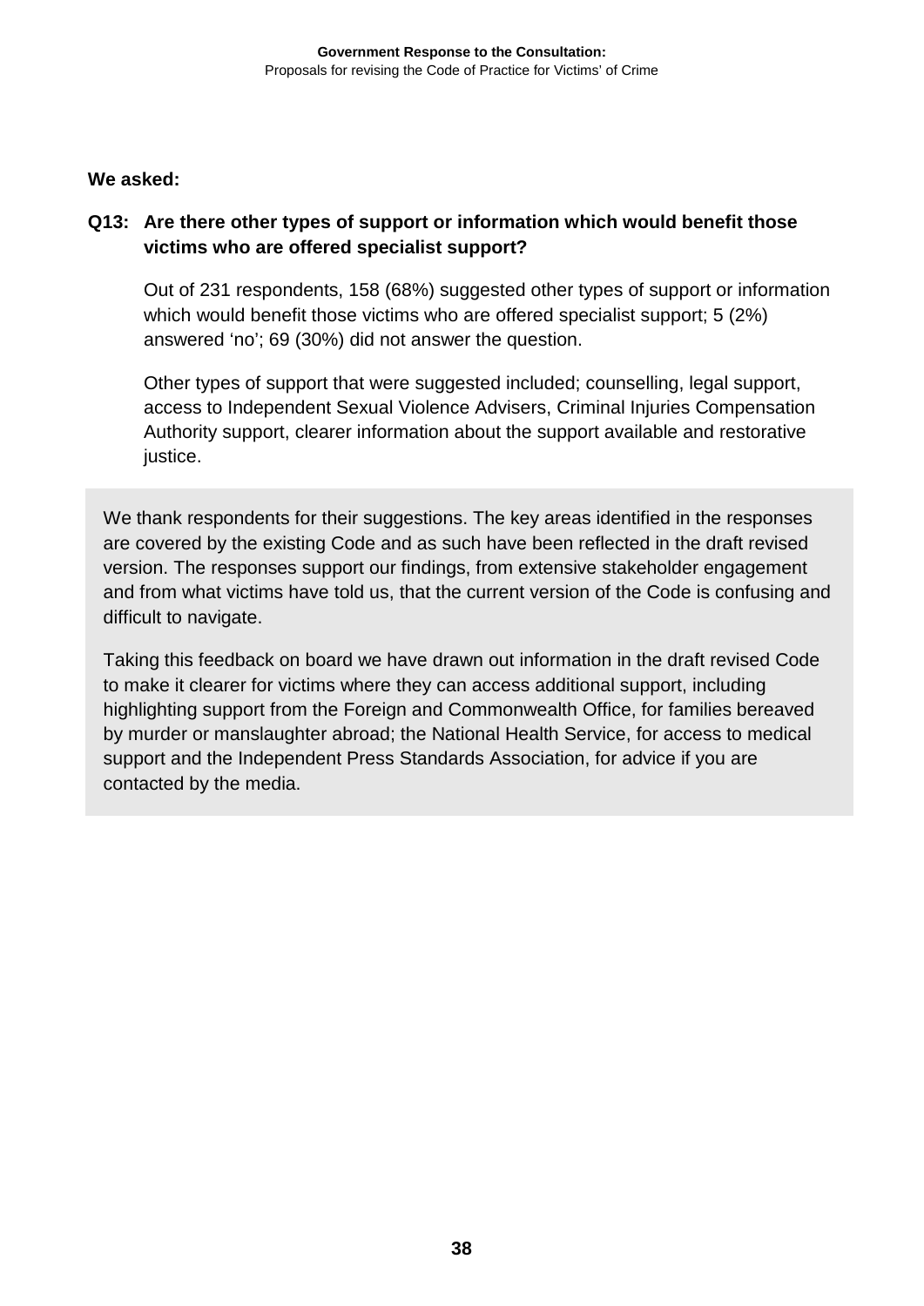**We asked:**

**Q13: Are there other types of support or information which would benefit those victims who are offered specialist support?**

Out of 231 respondents, 158 (68%) suggested other types of support or information which would benefit those victims who are offered specialist support; 5 (2%) answered 'no'; 69 (30%) did not answer the question.

Other types of support that were suggested included; counselling, legal support, access to Independent Sexual Violence Advisers, Criminal Injuries Compensation Authority support, clearer information about the support available and restorative justice.

We thank respondents for their suggestions. The key areas identified in the responses are covered by the existing Code and as such have been reflected in the draft revised version. The responses support our findings, from extensive stakeholder engagement and from what victims have told us, that the current version of the Code is confusing and difficult to navigate.

Taking this feedback on board we have drawn out information in the draft revised Code to make it clearer for victims where they can access additional support, including highlighting support from the Foreign and Commonwealth Office, for families bereaved by murder or manslaughter abroad; the National Health Service, for access to medical support and the Independent Press Standards Association, for advice if you are contacted by the media.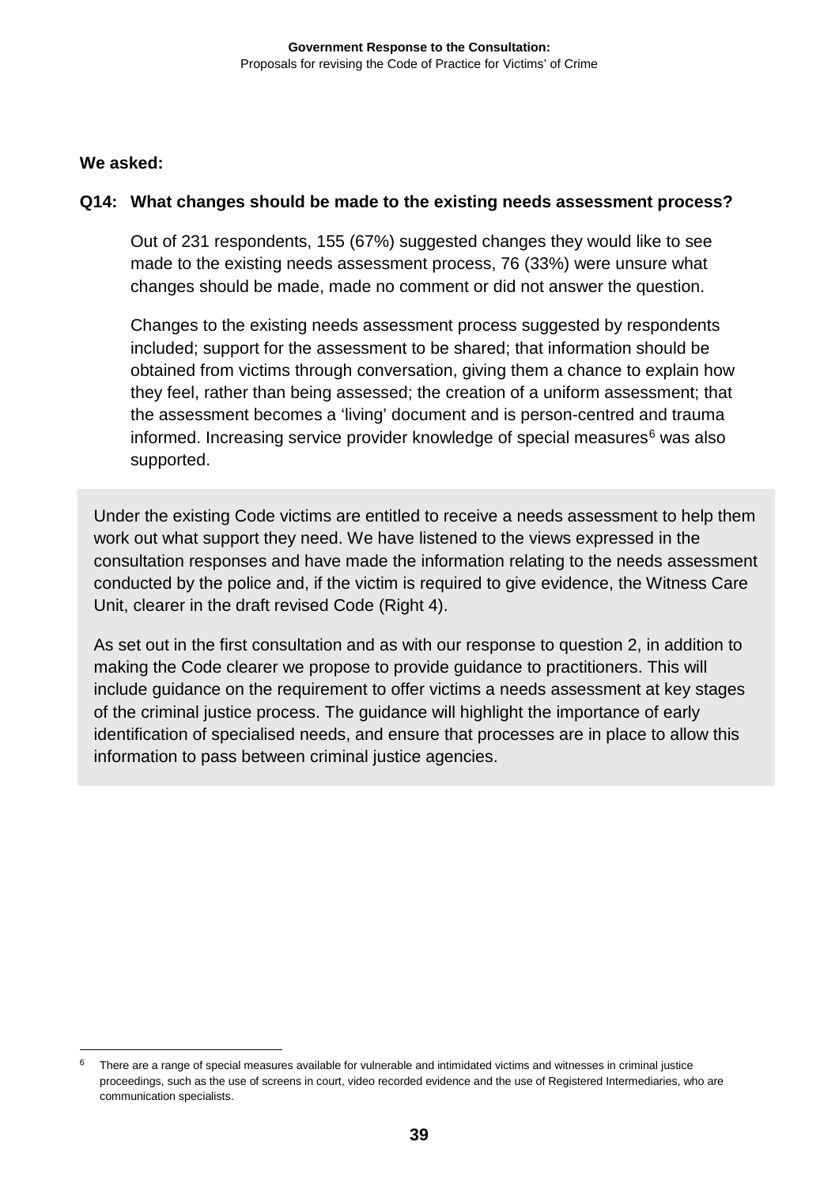**We asked:**

**Q14: What changes should be made to the existing needs assessment process?**

Out of 231 respondents, 155 (67%) suggested changes they would like to see made to the existing needs assessment process, 76 (33%) were unsure what changes should be made, made no comment or did not answer the question.

Changes to the existing needs assessment process suggested by respondents included; support for the assessment to be shared; that information should be obtained from victims through conversation, giving them a chance to explain how they feel, rather than being assessed; the creation of a uniform assessment; that the assessment becomes a 'living' document and is person-centred and trauma informed. Increasing service provider knowledge of special measures[6] was also supported.

Under the existing Code victims are entitled to receive a needs assessment to help them work out what support they need. We have listened to the views expressed in the consultation responses and have made the information relating to the needs assessment conducted by the police and, if the victim is required to give evidence, the Witness Care Unit, clearer in the draft revised Code (Right 4).

As set out in the first consultation and as with our response to question 2, in addition to making the Code clearer we propose to provide guidance to practitioners. This will include guidance on the requirement to offer victims a needs assessment at key stages of the criminal justice process. The guidance will highlight the importance of early identification of specialised needs, and ensure that processes are in place to allow this information to pass between criminal justice agencies.

---

[6] There are a range of special measures available for vulnerable and intimidated victims and witnesses in criminal justice proceedings, such as the use of screens in court, video recorded evidence and the use of Registered Intermediaries, who are communication specialists.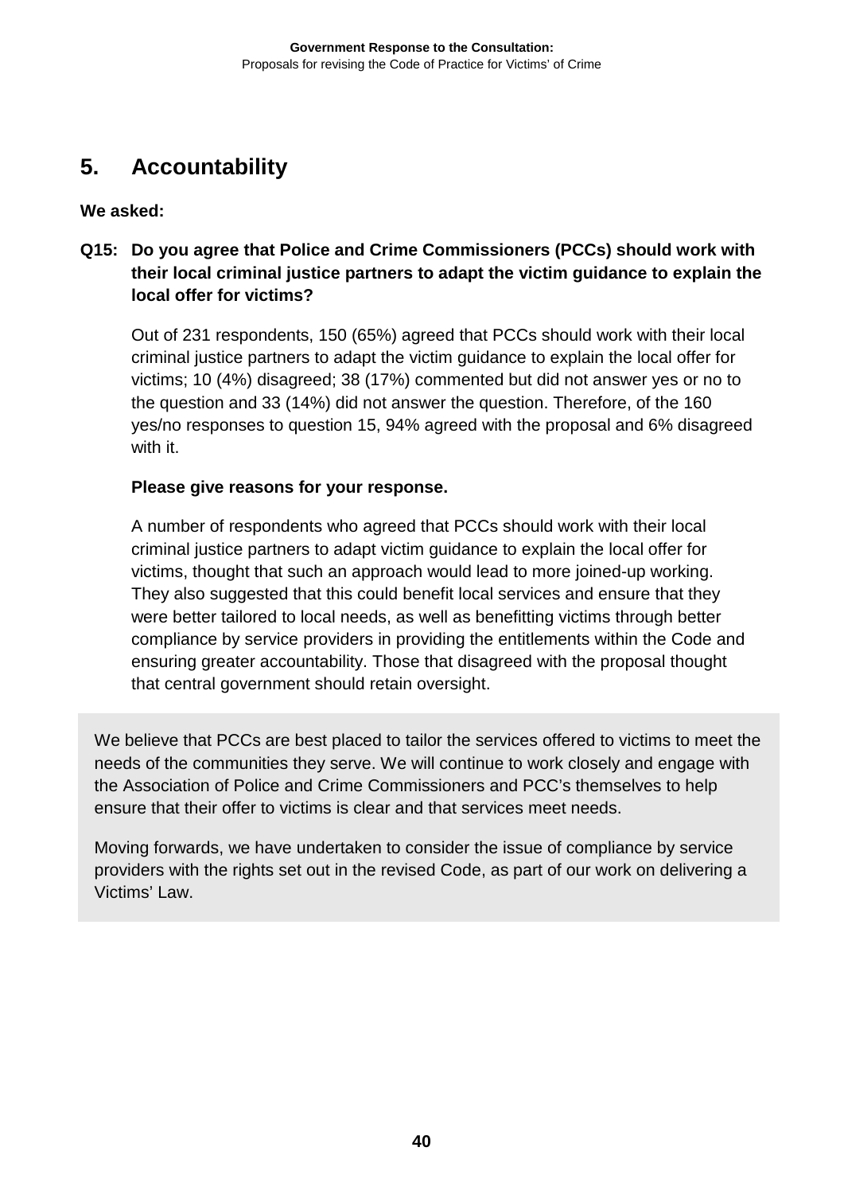## 5. Accountability

**We asked:**

**Q15: Do you agree that Police and Crime Commissioners (PCCs) should work with their local criminal justice partners to adapt the victim guidance to explain the local offer for victims?**

Out of 231 respondents, 150 (65%) agreed that PCCs should work with their local criminal justice partners to adapt the victim guidance to explain the local offer for victims; 10 (4%) disagreed; 38 (17%) commented but did not answer yes or no to the question and 33 (14%) did not answer the question. Therefore, of the 160 yes/no responses to question 15, 94% agreed with the proposal and 6% disagreed with it.

**Please give reasons for your response.**

A number of respondents who agreed that PCCs should work with their local criminal justice partners to adapt victim guidance to explain the local offer for victims, thought that such an approach would lead to more joined-up working. They also suggested that this could benefit local services and ensure that they were better tailored to local needs, as well as benefitting victims through better compliance by service providers in providing the entitlements within the Code and ensuring greater accountability. Those that disagreed with the proposal thought that central government should retain oversight.

We believe that PCCs are best placed to tailor the services offered to victims to meet the needs of the communities they serve. We will continue to work closely and engage with the Association of Police and Crime Commissioners and PCC's themselves to help ensure that their offer to victims is clear and that services meet needs.

Moving forwards, we have undertaken to consider the issue of compliance by service providers with the rights set out in the revised Code, as part of our work on delivering a Victims' Law.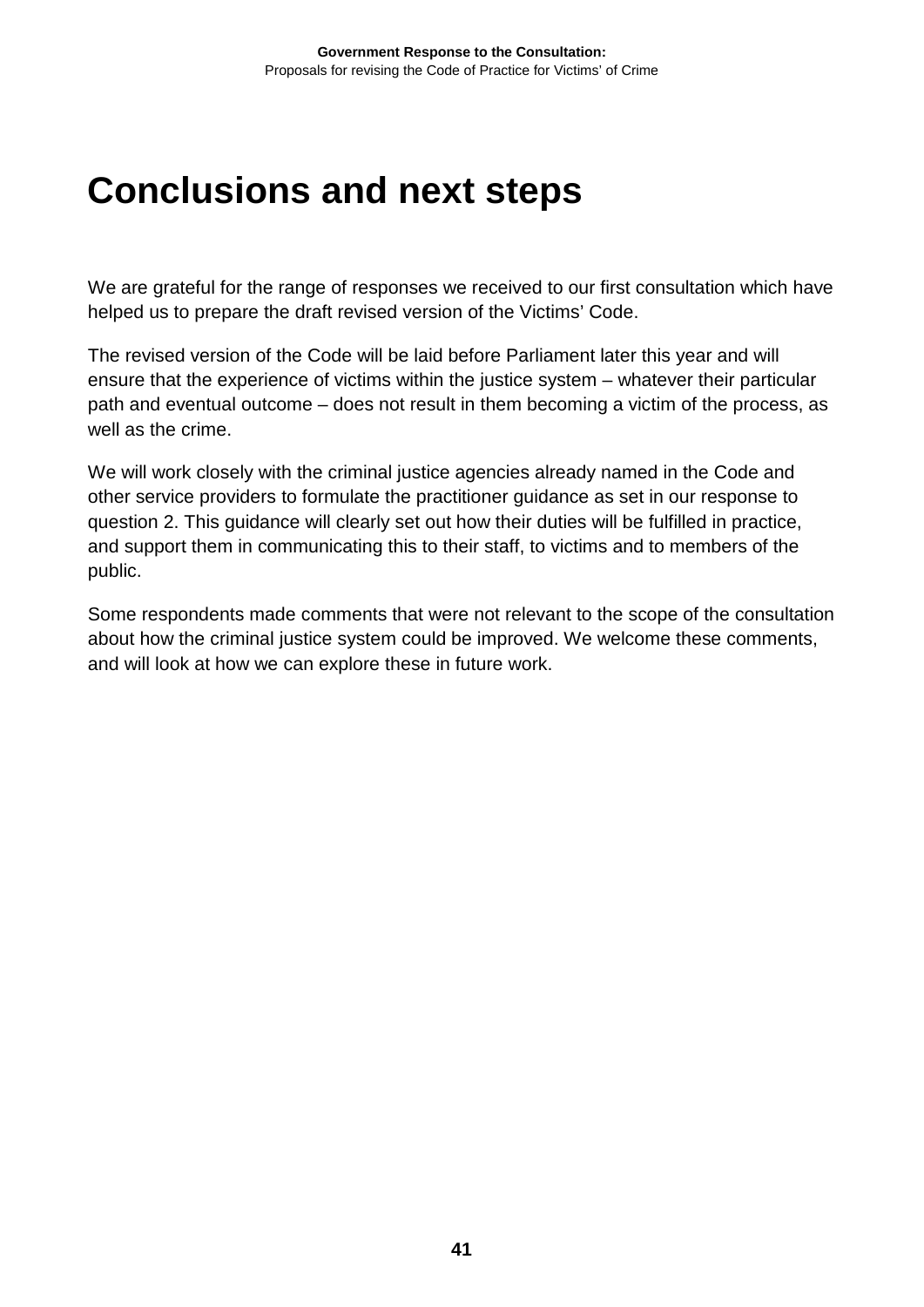# Conclusions and next steps

We are grateful for the range of responses we received to our first consultation which have helped us to prepare the draft revised version of the Victims' Code.

The revised version of the Code will be laid before Parliament later this year and will ensure that the experience of victims within the justice system – whatever their particular path and eventual outcome – does not result in them becoming a victim of the process, as well as the crime.

We will work closely with the criminal justice agencies already named in the Code and other service providers to formulate the practitioner guidance as set in our response to question 2. This guidance will clearly set out how their duties will be fulfilled in practice, and support them in communicating this to their staff, to victims and to members of the public.

Some respondents made comments that were not relevant to the scope of the consultation about how the criminal justice system could be improved. We welcome these comments, and will look at how we can explore these in future work.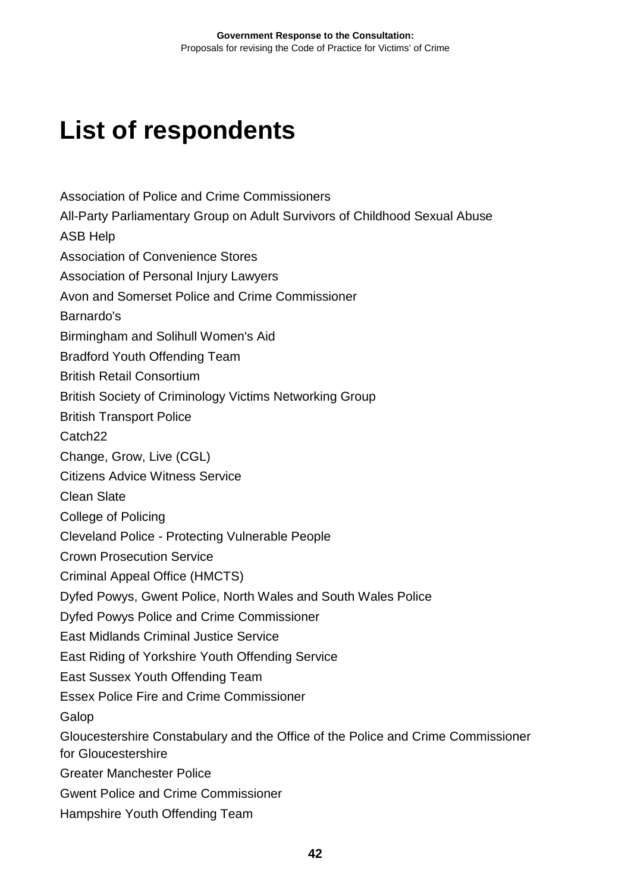# List of respondents

Association of Police and Crime Commissioners

All-Party Parliamentary Group on Adult Survivors of Childhood Sexual Abuse

ASB Help

Association of Convenience Stores

Association of Personal Injury Lawyers

Avon and Somerset Police and Crime Commissioner

Barnardo's

Birmingham and Solihull Women's Aid

Bradford Youth Offending Team

British Retail Consortium

British Society of Criminology Victims Networking Group

British Transport Police

Catch22

Change, Grow, Live (CGL)

Citizens Advice Witness Service

Clean Slate

College of Policing

Cleveland Police - Protecting Vulnerable People

Crown Prosecution Service

Criminal Appeal Office (HMCTS)

Dyfed Powys, Gwent Police, North Wales and South Wales Police

Dyfed Powys Police and Crime Commissioner

East Midlands Criminal Justice Service

East Riding of Yorkshire Youth Offending Service

East Sussex Youth Offending Team

Essex Police Fire and Crime Commissioner

Galop

Gloucestershire Constabulary and the Office of the Police and Crime Commissioner for Gloucestershire

Greater Manchester Police

Gwent Police and Crime Commissioner

Hampshire Youth Offending Team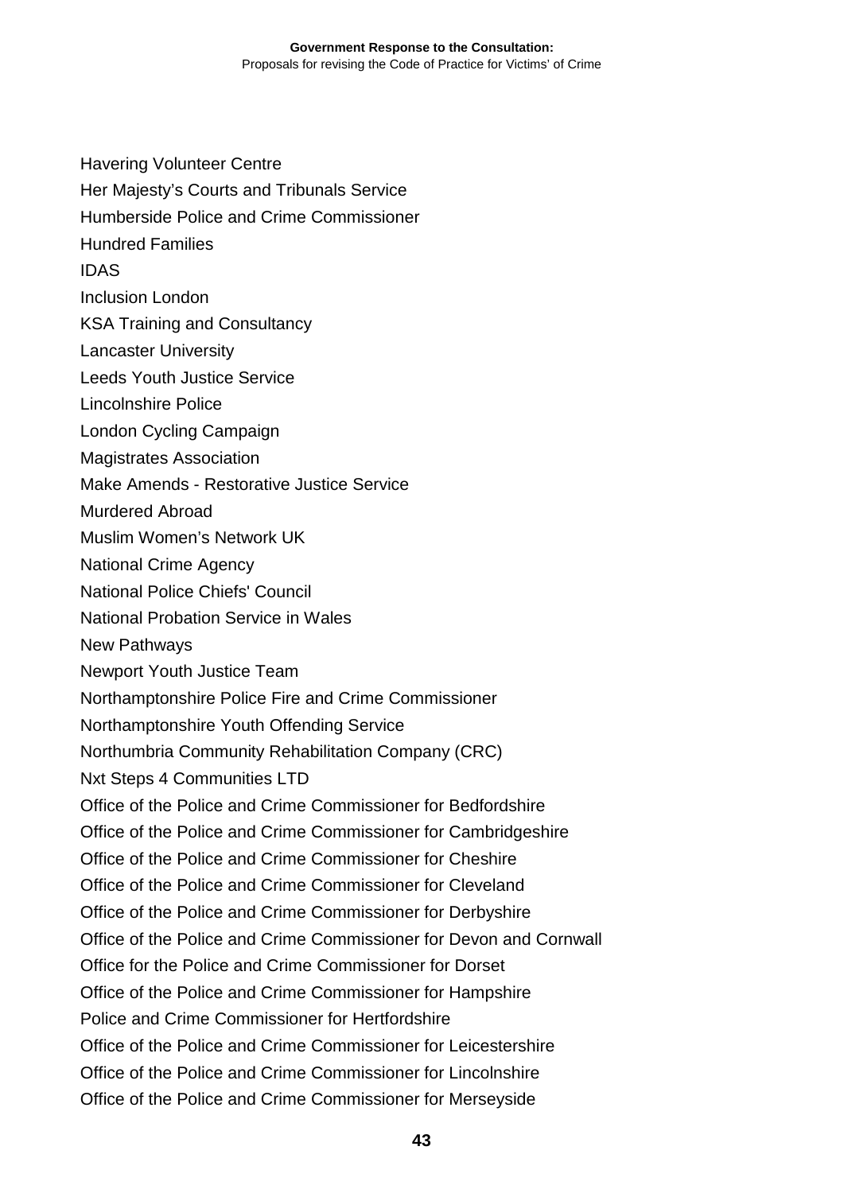Havering Volunteer Centre

Her Majesty's Courts and Tribunals Service

Humberside Police and Crime Commissioner

Hundred Families

IDAS

Inclusion London

KSA Training and Consultancy

Lancaster University

Leeds Youth Justice Service

Lincolnshire Police

London Cycling Campaign

Magistrates Association

Make Amends - Restorative Justice Service

Murdered Abroad

Muslim Women's Network UK

National Crime Agency

National Police Chiefs' Council

National Probation Service in Wales

New Pathways

Newport Youth Justice Team

Northamptonshire Police Fire and Crime Commissioner

Northamptonshire Youth Offending Service

Northumbria Community Rehabilitation Company (CRC)

Nxt Steps 4 Communities LTD

Office of the Police and Crime Commissioner for Bedfordshire

Office of the Police and Crime Commissioner for Cambridgeshire

Office of the Police and Crime Commissioner for Cheshire

Office of the Police and Crime Commissioner for Cleveland

Office of the Police and Crime Commissioner for Derbyshire

Office of the Police and Crime Commissioner for Devon and Cornwall

Office for the Police and Crime Commissioner for Dorset

Office of the Police and Crime Commissioner for Hampshire

Police and Crime Commissioner for Hertfordshire

Office of the Police and Crime Commissioner for Leicestershire

Office of the Police and Crime Commissioner for Lincolnshire

Office of the Police and Crime Commissioner for Merseyside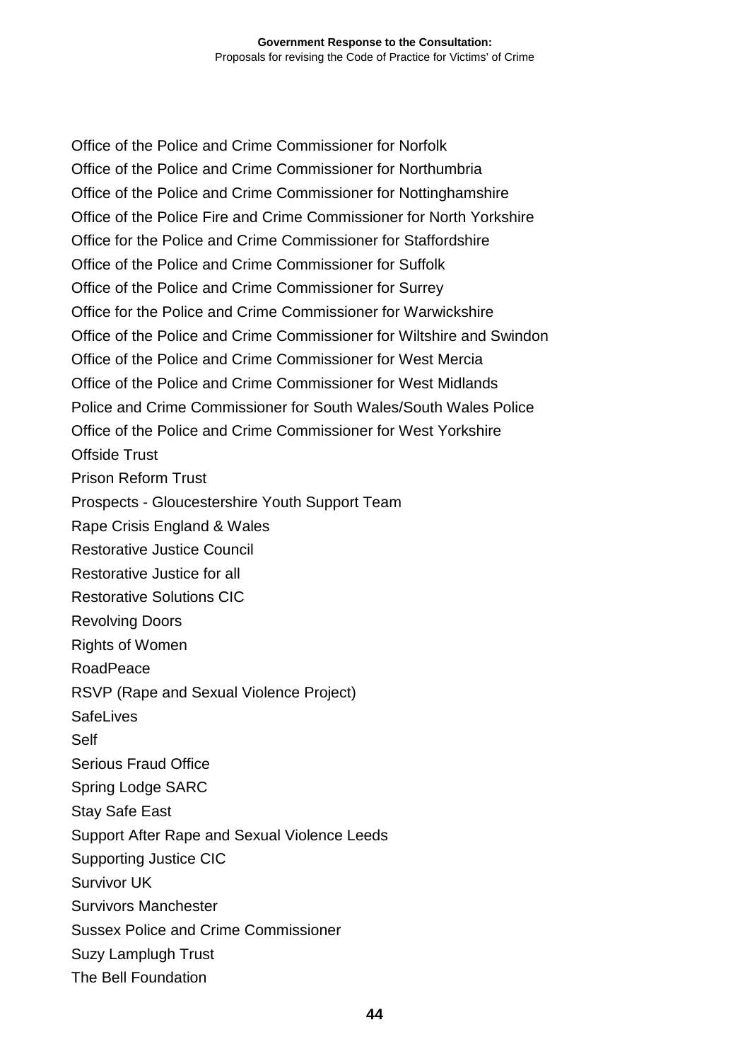Office of the Police and Crime Commissioner for Norfolk

Office of the Police and Crime Commissioner for Northumbria

Office of the Police and Crime Commissioner for Nottinghamshire

Office of the Police Fire and Crime Commissioner for North Yorkshire

Office for the Police and Crime Commissioner for Staffordshire

Office of the Police and Crime Commissioner for Suffolk

Office of the Police and Crime Commissioner for Surrey

Office for the Police and Crime Commissioner for Warwickshire

Office of the Police and Crime Commissioner for Wiltshire and Swindon

Office of the Police and Crime Commissioner for West Mercia

Office of the Police and Crime Commissioner for West Midlands

Police and Crime Commissioner for South Wales/South Wales Police

Office of the Police and Crime Commissioner for West Yorkshire

Offside Trust

Prison Reform Trust

Prospects - Gloucestershire Youth Support Team

Rape Crisis England & Wales

Restorative Justice Council

Restorative Justice for all

Restorative Solutions CIC

Revolving Doors

Rights of Women

RoadPeace

RSVP (Rape and Sexual Violence Project)

SafeLives

Self

Serious Fraud Office

Spring Lodge SARC

Stay Safe East

Support After Rape and Sexual Violence Leeds

Supporting Justice CIC

Survivor UK

Survivors Manchester

Sussex Police and Crime Commissioner

Suzy Lamplugh Trust

The Bell Foundation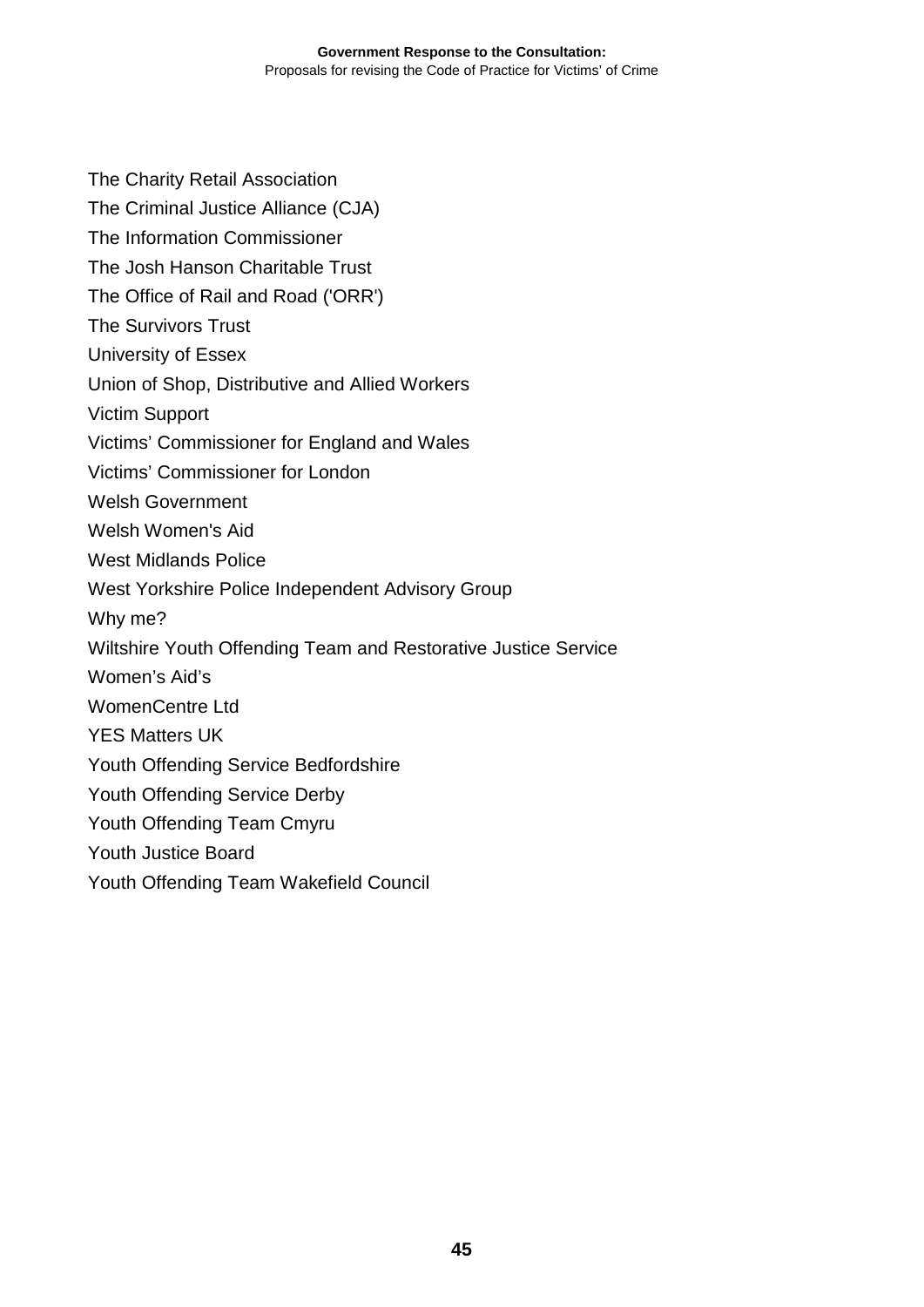The Charity Retail Association

The Criminal Justice Alliance (CJA)

The Information Commissioner

The Josh Hanson Charitable Trust

The Office of Rail and Road ('ORR')

The Survivors Trust

University of Essex

Union of Shop, Distributive and Allied Workers

Victim Support

Victims' Commissioner for England and Wales

Victims' Commissioner for London

Welsh Government

Welsh Women's Aid

West Midlands Police

West Yorkshire Police Independent Advisory Group

Why me?

Wiltshire Youth Offending Team and Restorative Justice Service

Women's Aid's

WomenCentre Ltd

YES Matters UK

Youth Offending Service Bedfordshire

Youth Offending Service Derby

Youth Offending Team Cmyru

Youth Justice Board

Youth Offending Team Wakefield Council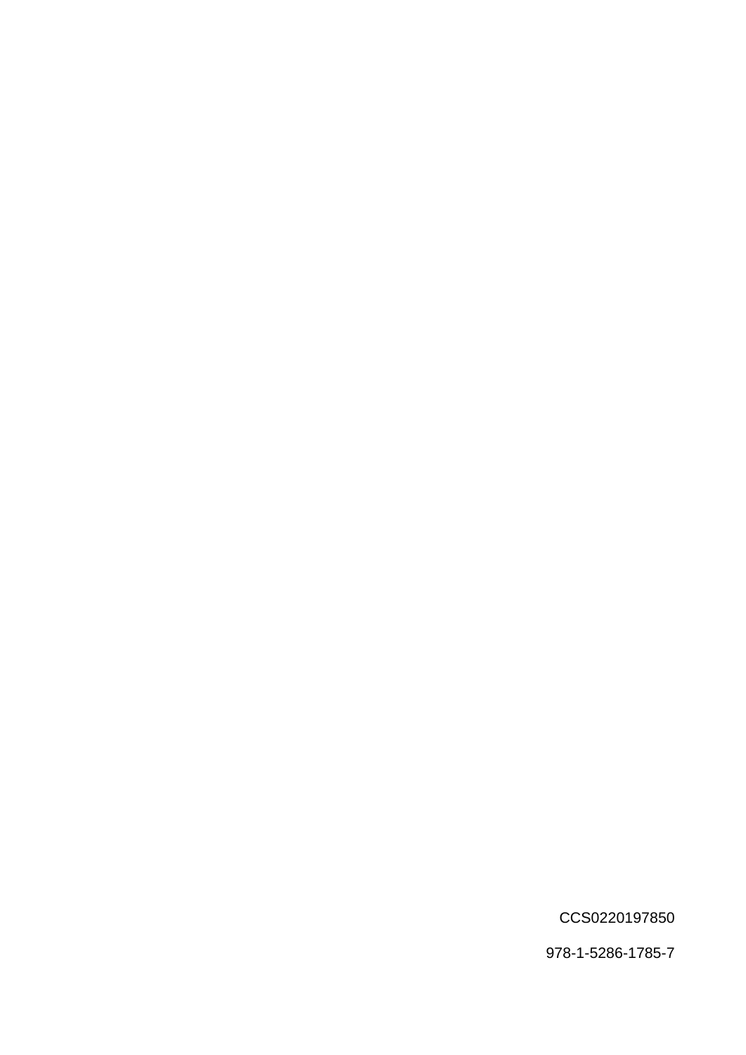CCS0220197850

978-1-5286-1785-7